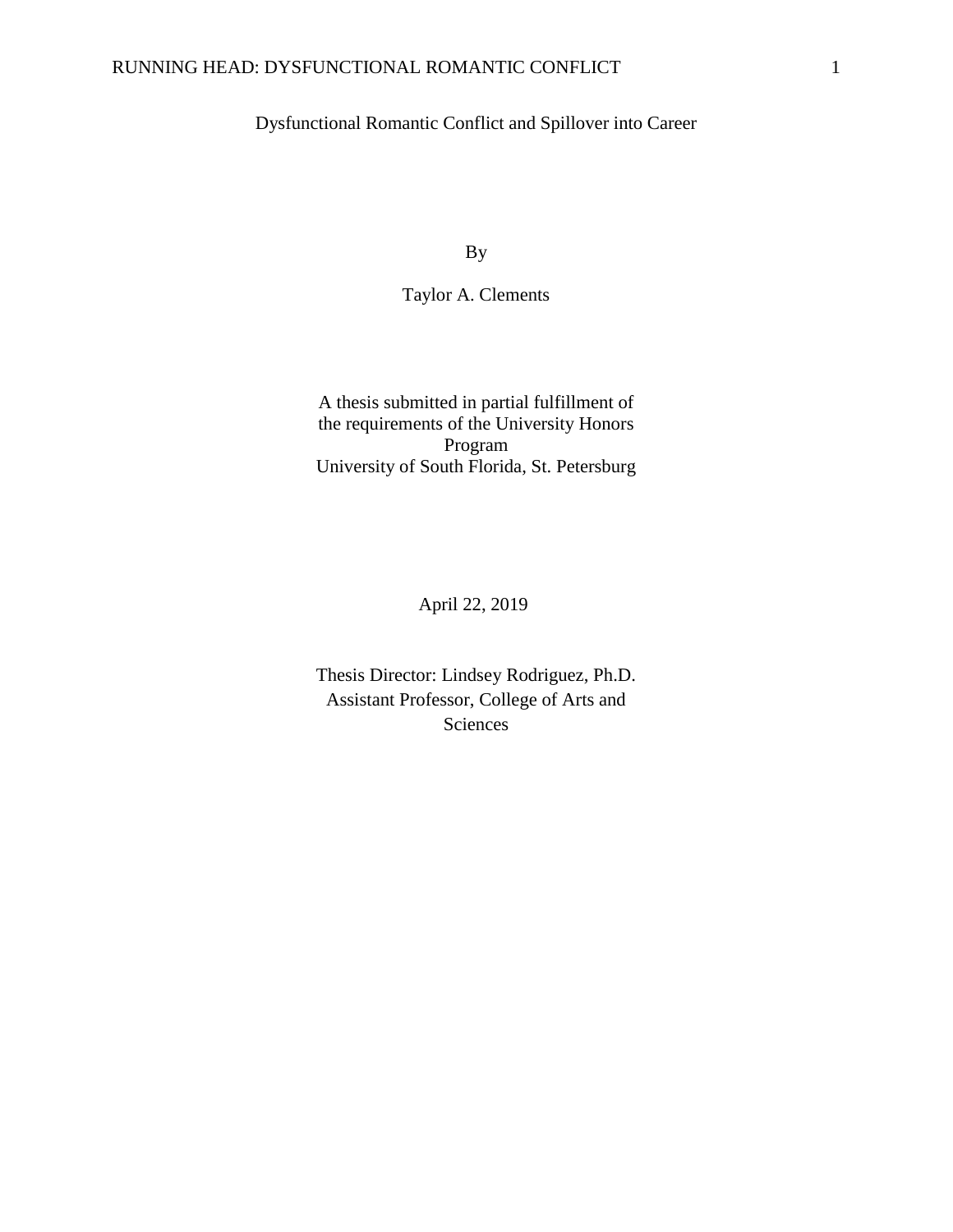# Dysfunctional Romantic Conflict and Spillover into Career

By

Taylor A. Clements

A thesis submitted in partial fulfillment of the requirements of the University Honors Program
University of South Florida, St. Petersburg

April 22, 2019

Thesis Director: Lindsey Rodriguez, Ph.D.
Assistant Professor, College of Arts and Sciences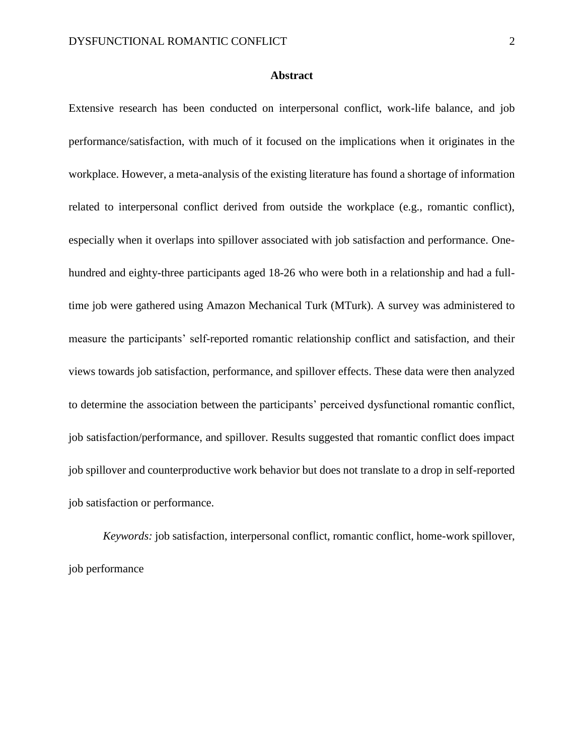## Abstract

Extensive research has been conducted on interpersonal conflict, work-life balance, and job performance/satisfaction, with much of it focused on the implications when it originates in the workplace. However, a meta-analysis of the existing literature has found a shortage of information related to interpersonal conflict derived from outside the workplace (e.g., romantic conflict), especially when it overlaps into spillover associated with job satisfaction and performance. One-hundred and eighty-three participants aged 18-26 who were both in a relationship and had a full-time job were gathered using Amazon Mechanical Turk (MTurk). A survey was administered to measure the participants' self-reported romantic relationship conflict and satisfaction, and their views towards job satisfaction, performance, and spillover effects. These data were then analyzed to determine the association between the participants' perceived dysfunctional romantic conflict, job satisfaction/performance, and spillover. Results suggested that romantic conflict does impact job spillover and counterproductive work behavior but does not translate to a drop in self-reported job satisfaction or performance.

*Keywords:* job satisfaction, interpersonal conflict, romantic conflict, home-work spillover, job performance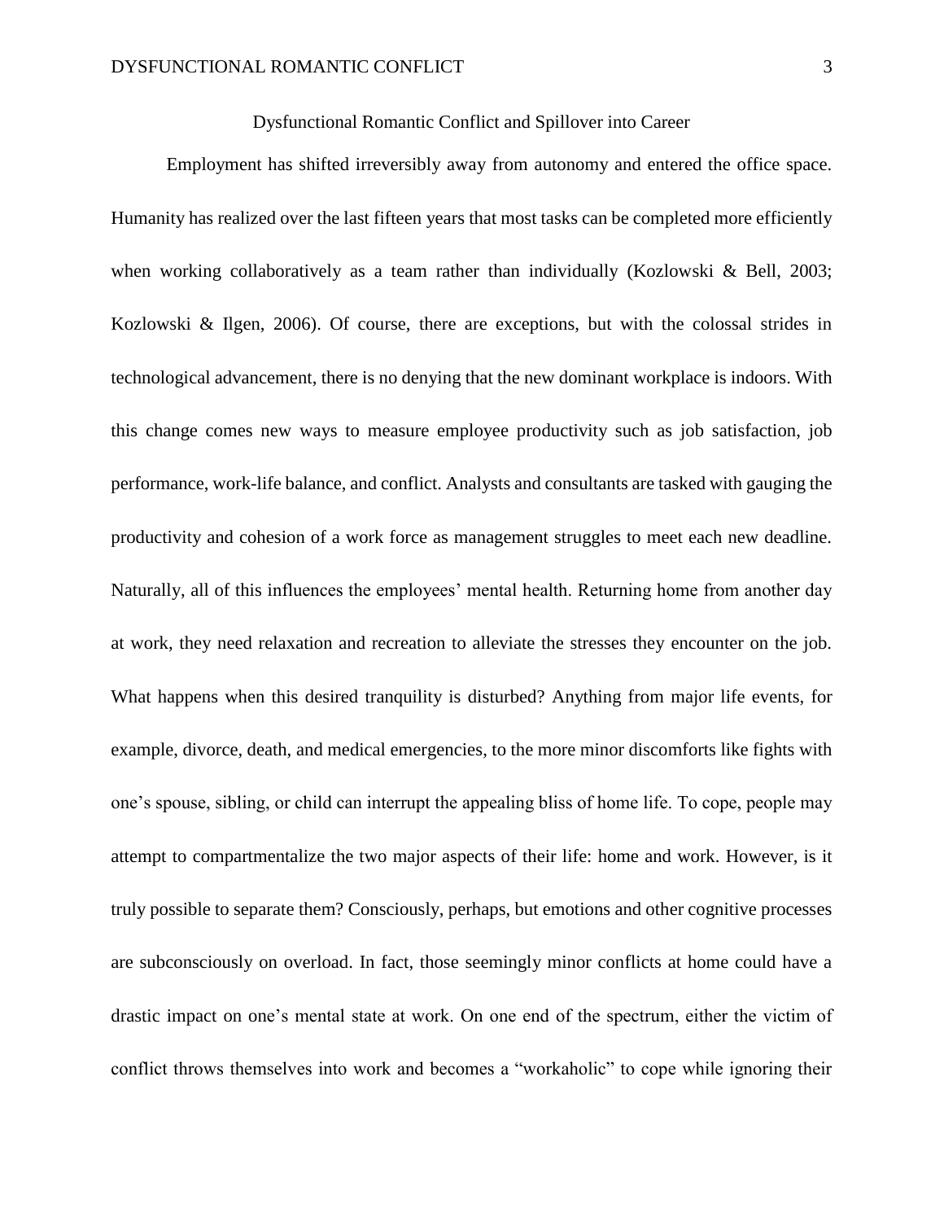# Dysfunctional Romantic Conflict and Spillover into Career

Employment has shifted irreversibly away from autonomy and entered the office space. Humanity has realized over the last fifteen years that most tasks can be completed more efficiently when working collaboratively as a team rather than individually (Kozlowski & Bell, 2003; Kozlowski & Ilgen, 2006). Of course, there are exceptions, but with the colossal strides in technological advancement, there is no denying that the new dominant workplace is indoors. With this change comes new ways to measure employee productivity such as job satisfaction, job performance, work-life balance, and conflict. Analysts and consultants are tasked with gauging the productivity and cohesion of a work force as management struggles to meet each new deadline. Naturally, all of this influences the employees' mental health. Returning home from another day at work, they need relaxation and recreation to alleviate the stresses they encounter on the job. What happens when this desired tranquility is disturbed? Anything from major life events, for example, divorce, death, and medical emergencies, to the more minor discomforts like fights with one's spouse, sibling, or child can interrupt the appealing bliss of home life. To cope, people may attempt to compartmentalize the two major aspects of their life: home and work. However, is it truly possible to separate them? Consciously, perhaps, but emotions and other cognitive processes are subconsciously on overload. In fact, those seemingly minor conflicts at home could have a drastic impact on one's mental state at work. On one end of the spectrum, either the victim of conflict throws themselves into work and becomes a "workaholic" to cope while ignoring their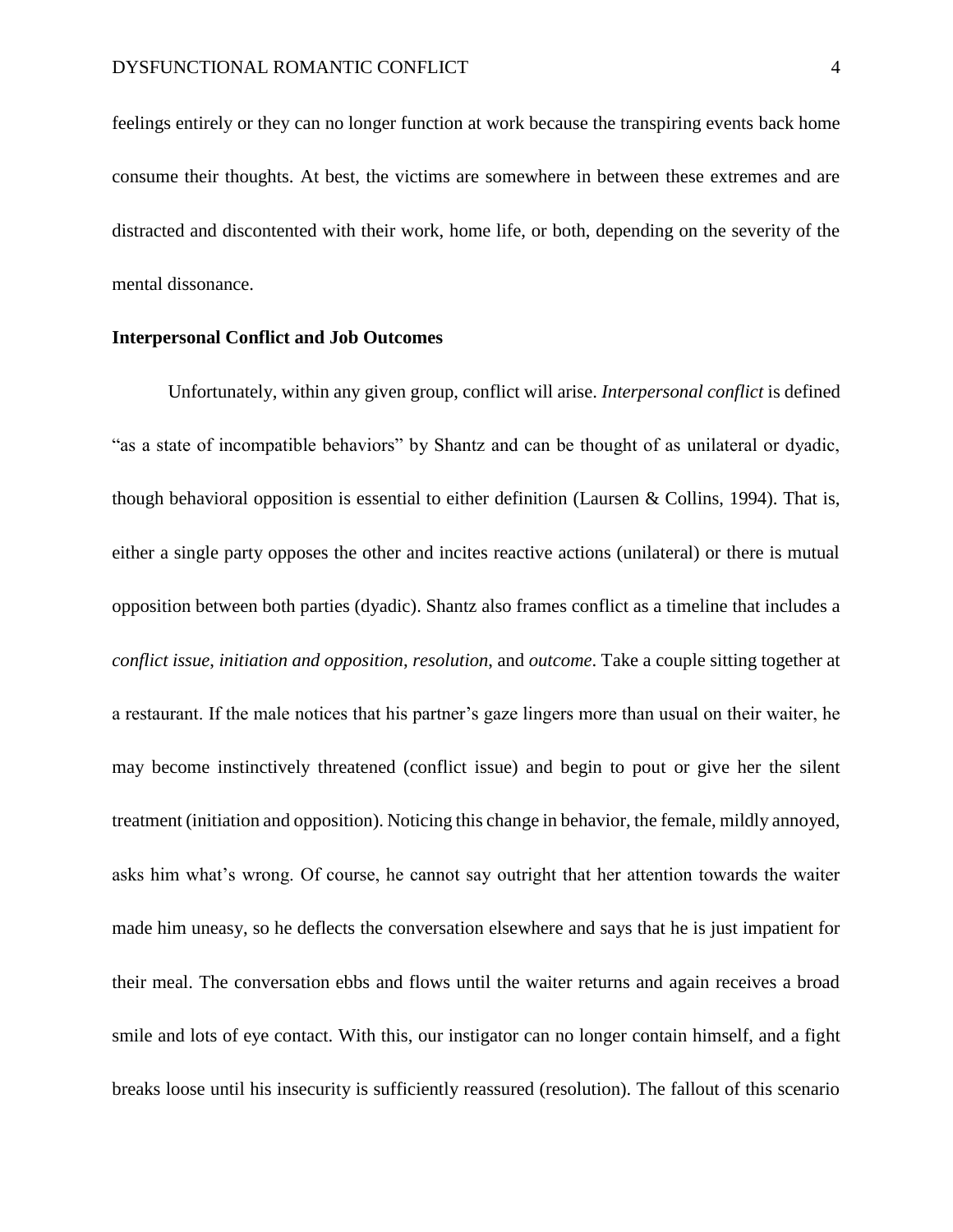feelings entirely or they can no longer function at work because the transpiring events back home consume their thoughts. At best, the victims are somewhere in between these extremes and are distracted and discontented with their work, home life, or both, depending on the severity of the mental dissonance.

## Interpersonal Conflict and Job Outcomes

Unfortunately, within any given group, conflict will arise. *Interpersonal conflict* is defined "as a state of incompatible behaviors" by Shantz and can be thought of as unilateral or dyadic, though behavioral opposition is essential to either definition (Laursen & Collins, 1994). That is, either a single party opposes the other and incites reactive actions (unilateral) or there is mutual opposition between both parties (dyadic). Shantz also frames conflict as a timeline that includes a *conflict issue*, *initiation and opposition*, *resolution*, and *outcome*. Take a couple sitting together at a restaurant. If the male notices that his partner's gaze lingers more than usual on their waiter, he may become instinctively threatened (conflict issue) and begin to pout or give her the silent treatment (initiation and opposition). Noticing this change in behavior, the female, mildly annoyed, asks him what's wrong. Of course, he cannot say outright that her attention towards the waiter made him uneasy, so he deflects the conversation elsewhere and says that he is just impatient for their meal. The conversation ebbs and flows until the waiter returns and again receives a broad smile and lots of eye contact. With this, our instigator can no longer contain himself, and a fight breaks loose until his insecurity is sufficiently reassured (resolution). The fallout of this scenario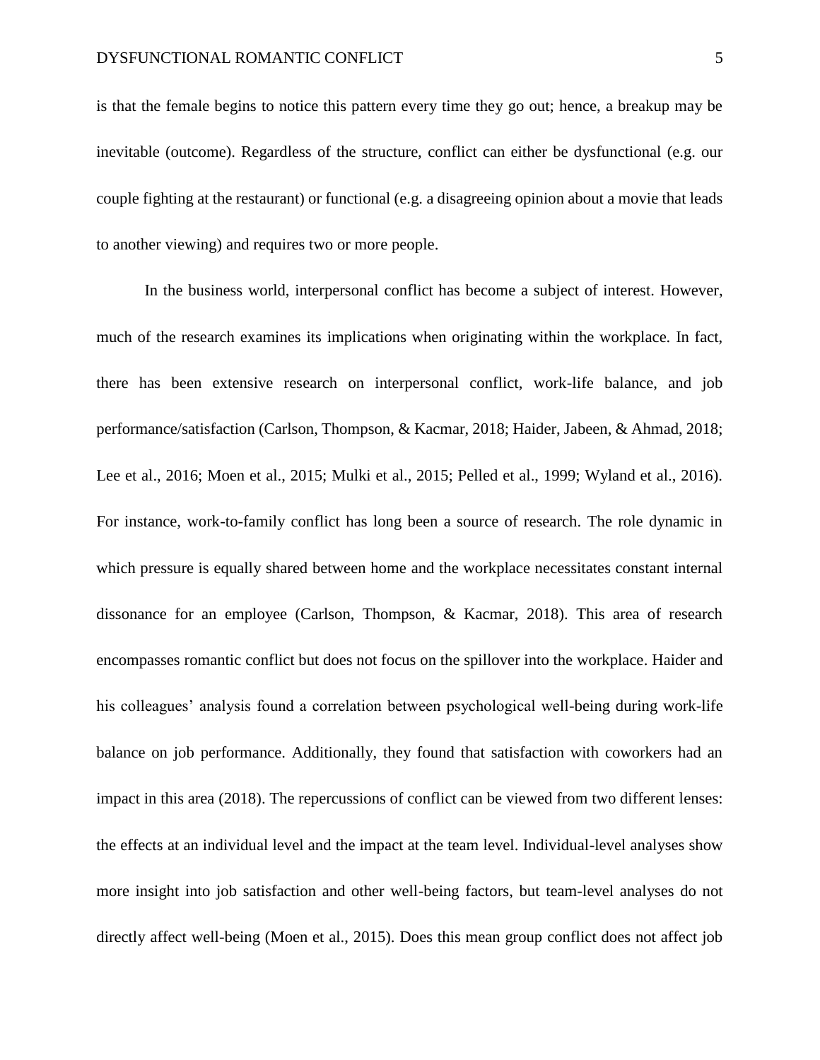is that the female begins to notice this pattern every time they go out; hence, a breakup may be inevitable (outcome). Regardless of the structure, conflict can either be dysfunctional (e.g. our couple fighting at the restaurant) or functional (e.g. a disagreeing opinion about a movie that leads to another viewing) and requires two or more people.

In the business world, interpersonal conflict has become a subject of interest. However, much of the research examines its implications when originating within the workplace. In fact, there has been extensive research on interpersonal conflict, work-life balance, and job performance/satisfaction (Carlson, Thompson, & Kacmar, 2018; Haider, Jabeen, & Ahmad, 2018; Lee et al., 2016; Moen et al., 2015; Mulki et al., 2015; Pelled et al., 1999; Wyland et al., 2016). For instance, work-to-family conflict has long been a source of research. The role dynamic in which pressure is equally shared between home and the workplace necessitates constant internal dissonance for an employee (Carlson, Thompson, & Kacmar, 2018). This area of research encompasses romantic conflict but does not focus on the spillover into the workplace. Haider and his colleagues' analysis found a correlation between psychological well-being during work-life balance on job performance. Additionally, they found that satisfaction with coworkers had an impact in this area (2018). The repercussions of conflict can be viewed from two different lenses: the effects at an individual level and the impact at the team level. Individual-level analyses show more insight into job satisfaction and other well-being factors, but team-level analyses do not directly affect well-being (Moen et al., 2015). Does this mean group conflict does not affect job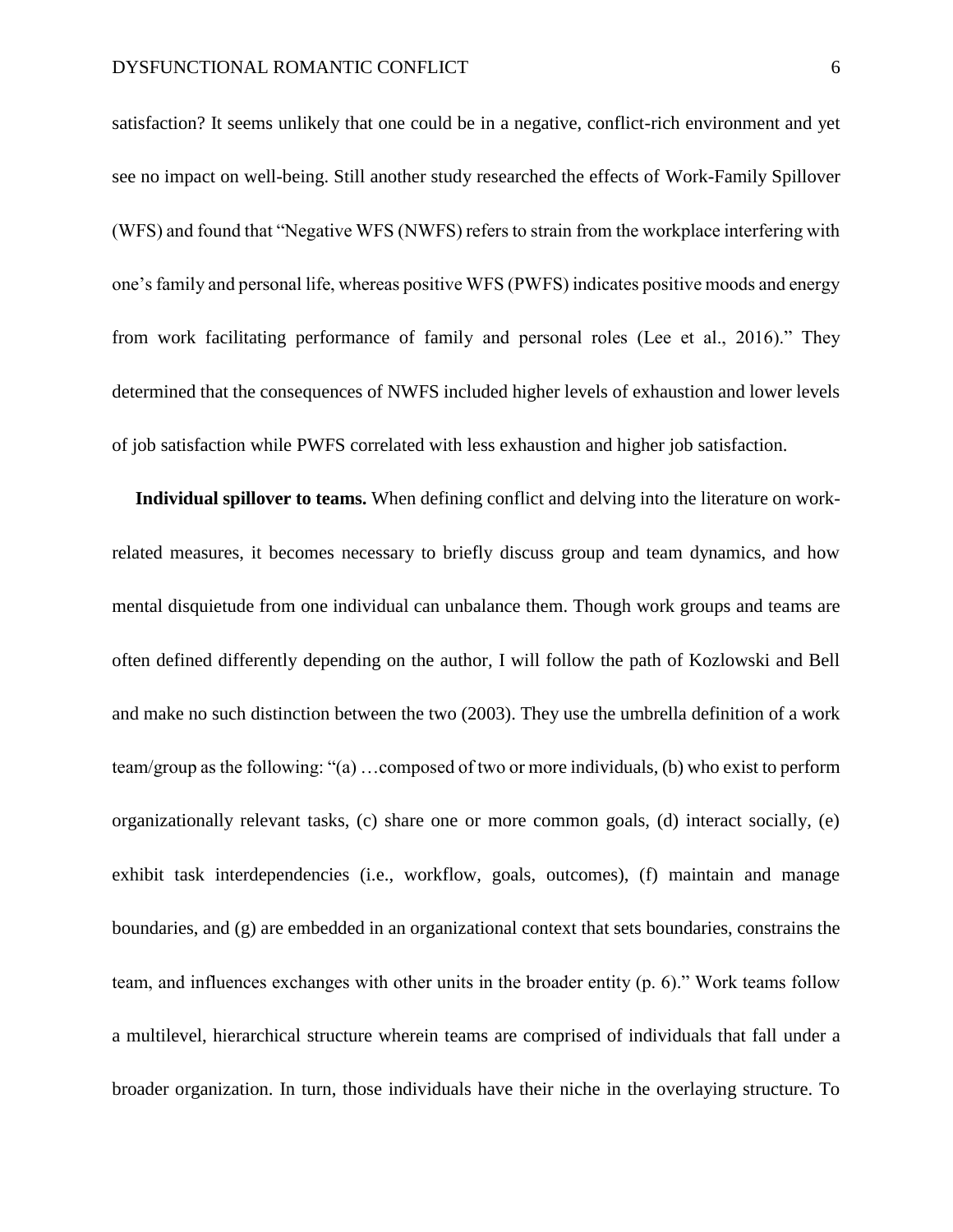satisfaction? It seems unlikely that one could be in a negative, conflict-rich environment and yet see no impact on well-being. Still another study researched the effects of Work-Family Spillover (WFS) and found that "Negative WFS (NWFS) refers to strain from the workplace interfering with one's family and personal life, whereas positive WFS (PWFS) indicates positive moods and energy from work facilitating performance of family and personal roles (Lee et al., 2016)." They determined that the consequences of NWFS included higher levels of exhaustion and lower levels of job satisfaction while PWFS correlated with less exhaustion and higher job satisfaction.

**Individual spillover to teams.** When defining conflict and delving into the literature on work-related measures, it becomes necessary to briefly discuss group and team dynamics, and how mental disquietude from one individual can unbalance them. Though work groups and teams are often defined differently depending on the author, I will follow the path of Kozlowski and Bell and make no such distinction between the two (2003). They use the umbrella definition of a work team/group as the following: "(a) …composed of two or more individuals, (b) who exist to perform organizationally relevant tasks, (c) share one or more common goals, (d) interact socially, (e) exhibit task interdependencies (i.e., workflow, goals, outcomes), (f) maintain and manage boundaries, and (g) are embedded in an organizational context that sets boundaries, constrains the team, and influences exchanges with other units in the broader entity (p. 6)." Work teams follow a multilevel, hierarchical structure wherein teams are comprised of individuals that fall under a broader organization. In turn, those individuals have their niche in the overlaying structure. To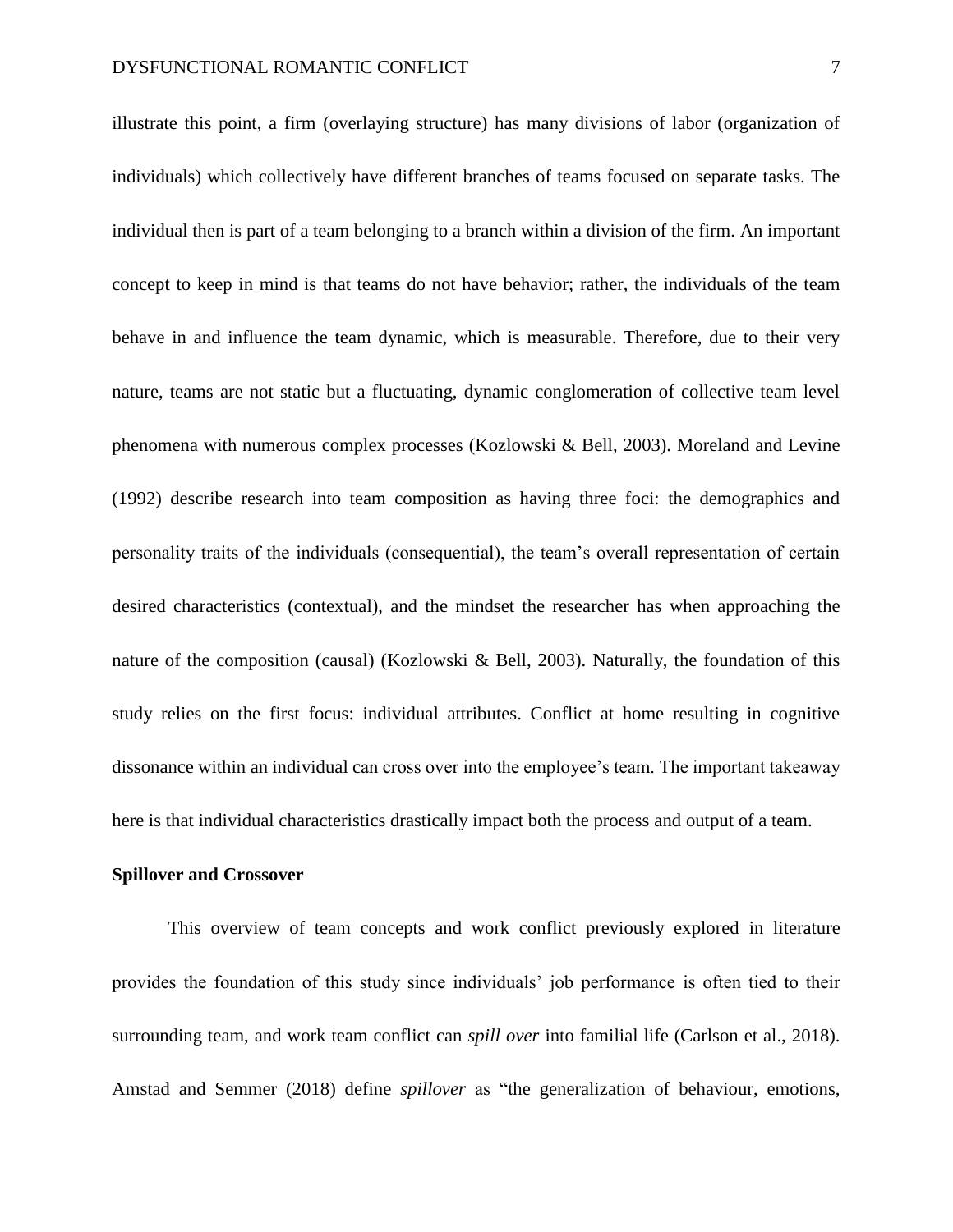illustrate this point, a firm (overlaying structure) has many divisions of labor (organization of individuals) which collectively have different branches of teams focused on separate tasks. The individual then is part of a team belonging to a branch within a division of the firm. An important concept to keep in mind is that teams do not have behavior; rather, the individuals of the team behave in and influence the team dynamic, which is measurable. Therefore, due to their very nature, teams are not static but a fluctuating, dynamic conglomeration of collective team level phenomena with numerous complex processes (Kozlowski & Bell, 2003). Moreland and Levine (1992) describe research into team composition as having three foci: the demographics and personality traits of the individuals (consequential), the team's overall representation of certain desired characteristics (contextual), and the mindset the researcher has when approaching the nature of the composition (causal) (Kozlowski & Bell, 2003). Naturally, the foundation of this study relies on the first focus: individual attributes. Conflict at home resulting in cognitive dissonance within an individual can cross over into the employee's team. The important takeaway here is that individual characteristics drastically impact both the process and output of a team.

**Spillover and Crossover**

This overview of team concepts and work conflict previously explored in literature provides the foundation of this study since individuals' job performance is often tied to their surrounding team, and work team conflict can *spill over* into familial life (Carlson et al., 2018). Amstad and Semmer (2018) define *spillover* as "the generalization of behaviour, emotions,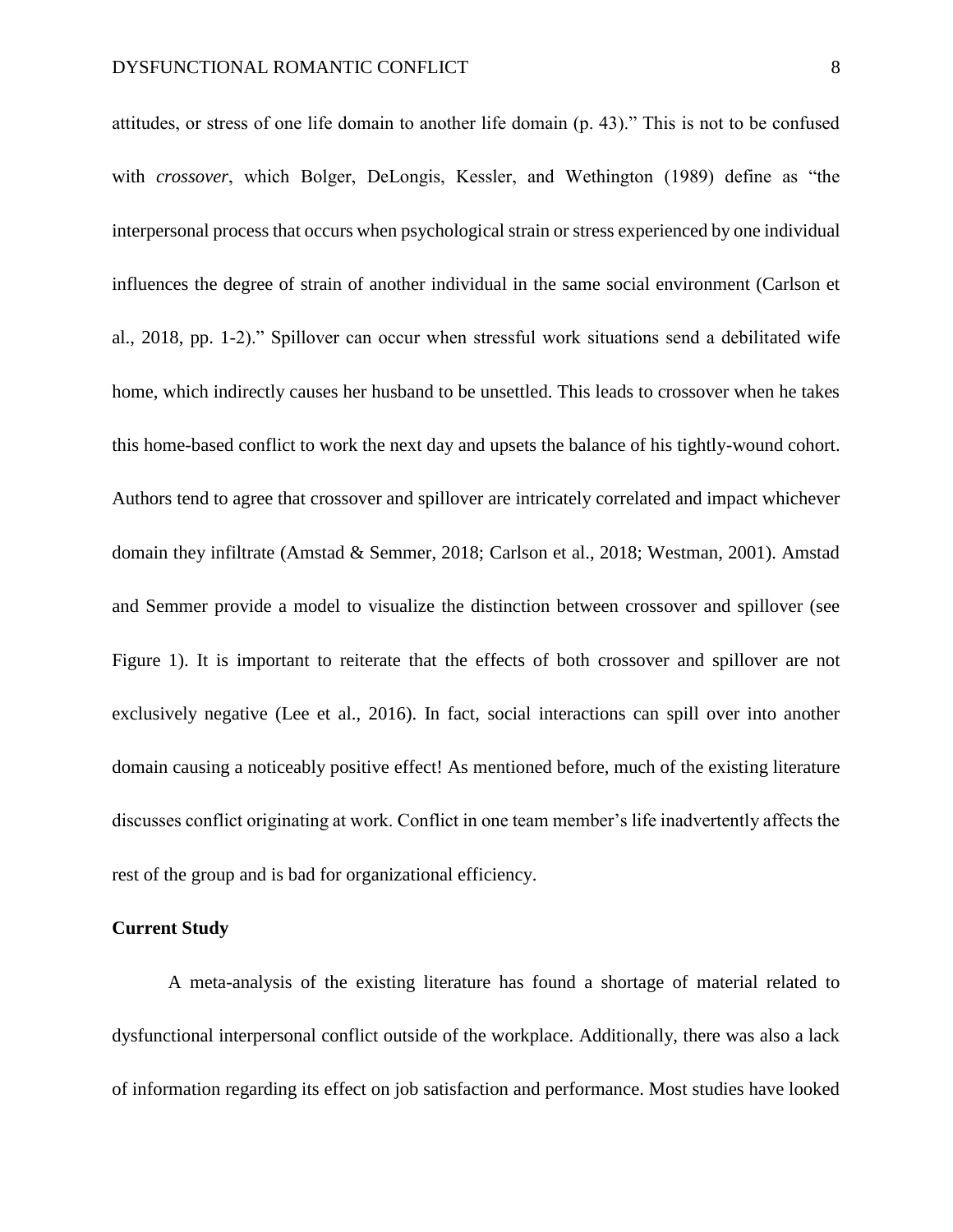attitudes, or stress of one life domain to another life domain (p. 43)." This is not to be confused with *crossover*, which Bolger, DeLongis, Kessler, and Wethington (1989) define as "the interpersonal process that occurs when psychological strain or stress experienced by one individual influences the degree of strain of another individual in the same social environment (Carlson et al., 2018, pp. 1-2)." Spillover can occur when stressful work situations send a debilitated wife home, which indirectly causes her husband to be unsettled. This leads to crossover when he takes this home-based conflict to work the next day and upsets the balance of his tightly-wound cohort. Authors tend to agree that crossover and spillover are intricately correlated and impact whichever domain they infiltrate (Amstad & Semmer, 2018; Carlson et al., 2018; Westman, 2001). Amstad and Semmer provide a model to visualize the distinction between crossover and spillover (see Figure 1). It is important to reiterate that the effects of both crossover and spillover are not exclusively negative (Lee et al., 2016). In fact, social interactions can spill over into another domain causing a noticeably positive effect! As mentioned before, much of the existing literature discusses conflict originating at work. Conflict in one team member's life inadvertently affects the rest of the group and is bad for organizational efficiency.

## Current Study

A meta-analysis of the existing literature has found a shortage of material related to dysfunctional interpersonal conflict outside of the workplace. Additionally, there was also a lack of information regarding its effect on job satisfaction and performance. Most studies have looked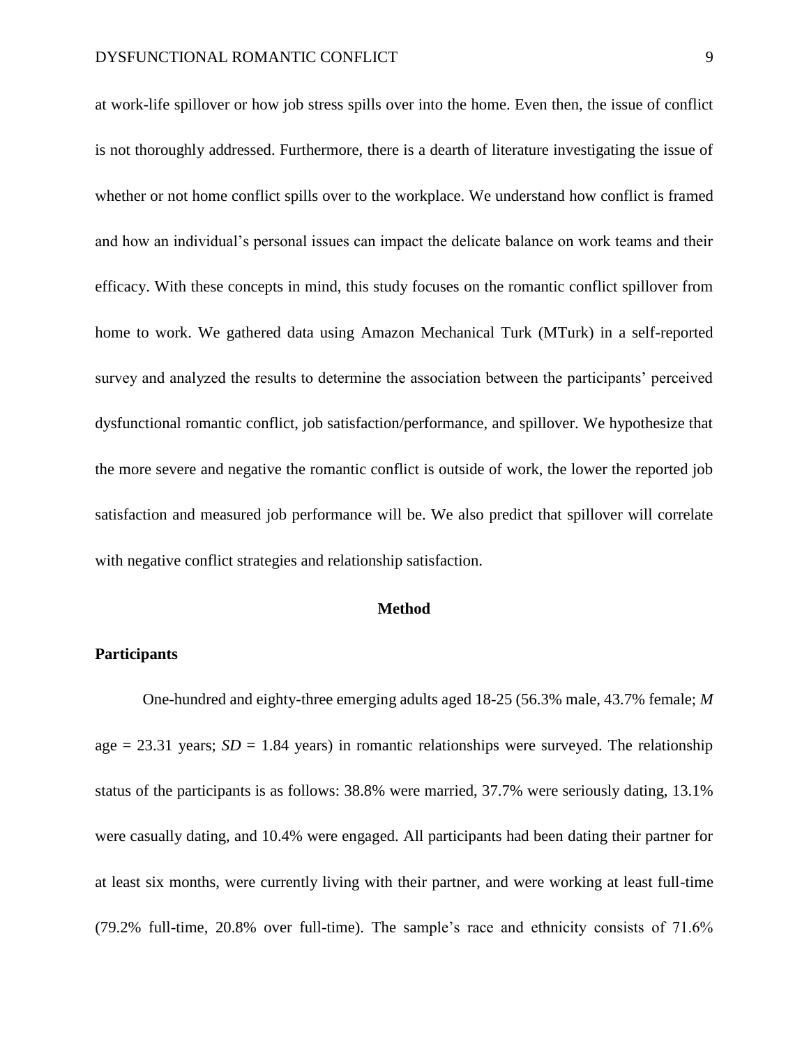at work-life spillover or how job stress spills over into the home. Even then, the issue of conflict is not thoroughly addressed. Furthermore, there is a dearth of literature investigating the issue of whether or not home conflict spills over to the workplace. We understand how conflict is framed and how an individual's personal issues can impact the delicate balance on work teams and their efficacy. With these concepts in mind, this study focuses on the romantic conflict spillover from home to work. We gathered data using Amazon Mechanical Turk (MTurk) in a self-reported survey and analyzed the results to determine the association between the participants' perceived dysfunctional romantic conflict, job satisfaction/performance, and spillover. We hypothesize that the more severe and negative the romantic conflict is outside of work, the lower the reported job satisfaction and measured job performance will be. We also predict that spillover will correlate with negative conflict strategies and relationship satisfaction.

## Method

### Participants

One-hundred and eighty-three emerging adults aged 18-25 (56.3% male, 43.7% female; *M* age = 23.31 years; *SD* = 1.84 years) in romantic relationships were surveyed. The relationship status of the participants is as follows: 38.8% were married, 37.7% were seriously dating, 13.1% were casually dating, and 10.4% were engaged. All participants had been dating their partner for at least six months, were currently living with their partner, and were working at least full-time (79.2% full-time, 20.8% over full-time). The sample's race and ethnicity consists of 71.6%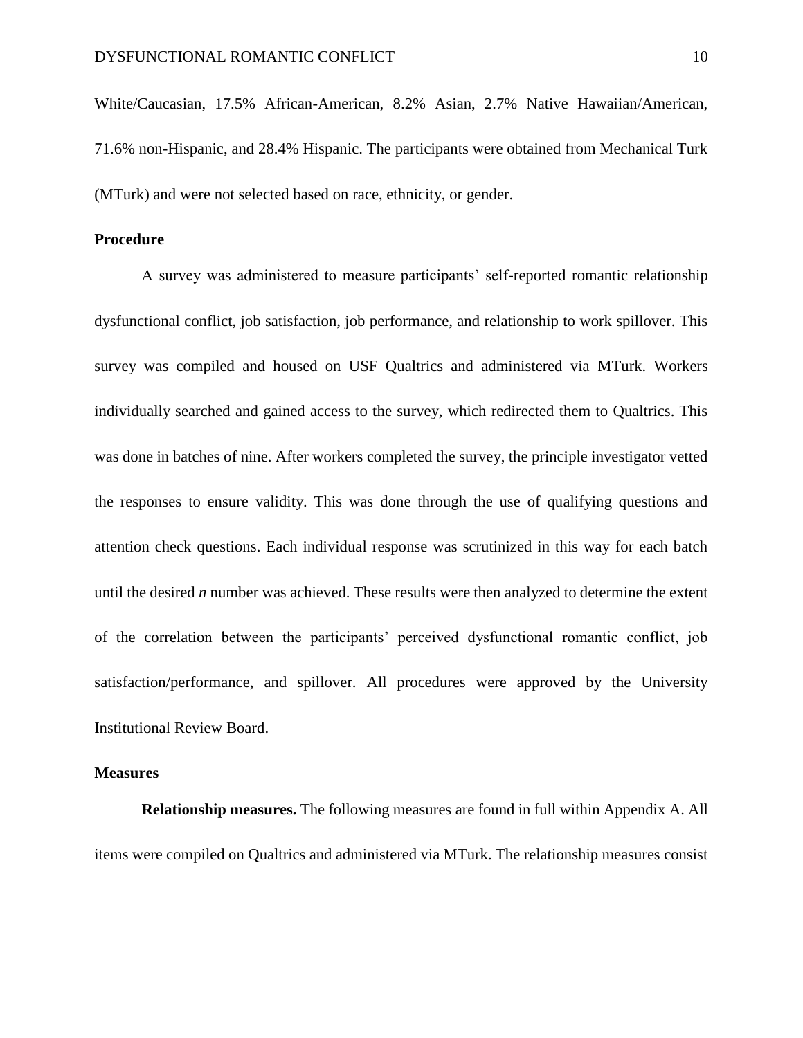White/Caucasian, 17.5% African-American, 8.2% Asian, 2.7% Native Hawaiian/American, 71.6% non-Hispanic, and 28.4% Hispanic. The participants were obtained from Mechanical Turk (MTurk) and were not selected based on race, ethnicity, or gender.

## Procedure

A survey was administered to measure participants' self-reported romantic relationship dysfunctional conflict, job satisfaction, job performance, and relationship to work spillover. This survey was compiled and housed on USF Qualtrics and administered via MTurk. Workers individually searched and gained access to the survey, which redirected them to Qualtrics. This was done in batches of nine. After workers completed the survey, the principle investigator vetted the responses to ensure validity. This was done through the use of qualifying questions and attention check questions. Each individual response was scrutinized in this way for each batch until the desired *n* number was achieved. These results were then analyzed to determine the extent of the correlation between the participants' perceived dysfunctional romantic conflict, job satisfaction/performance, and spillover. All procedures were approved by the University Institutional Review Board.

## Measures

**Relationship measures.** The following measures are found in full within Appendix A. All items were compiled on Qualtrics and administered via MTurk. The relationship measures consist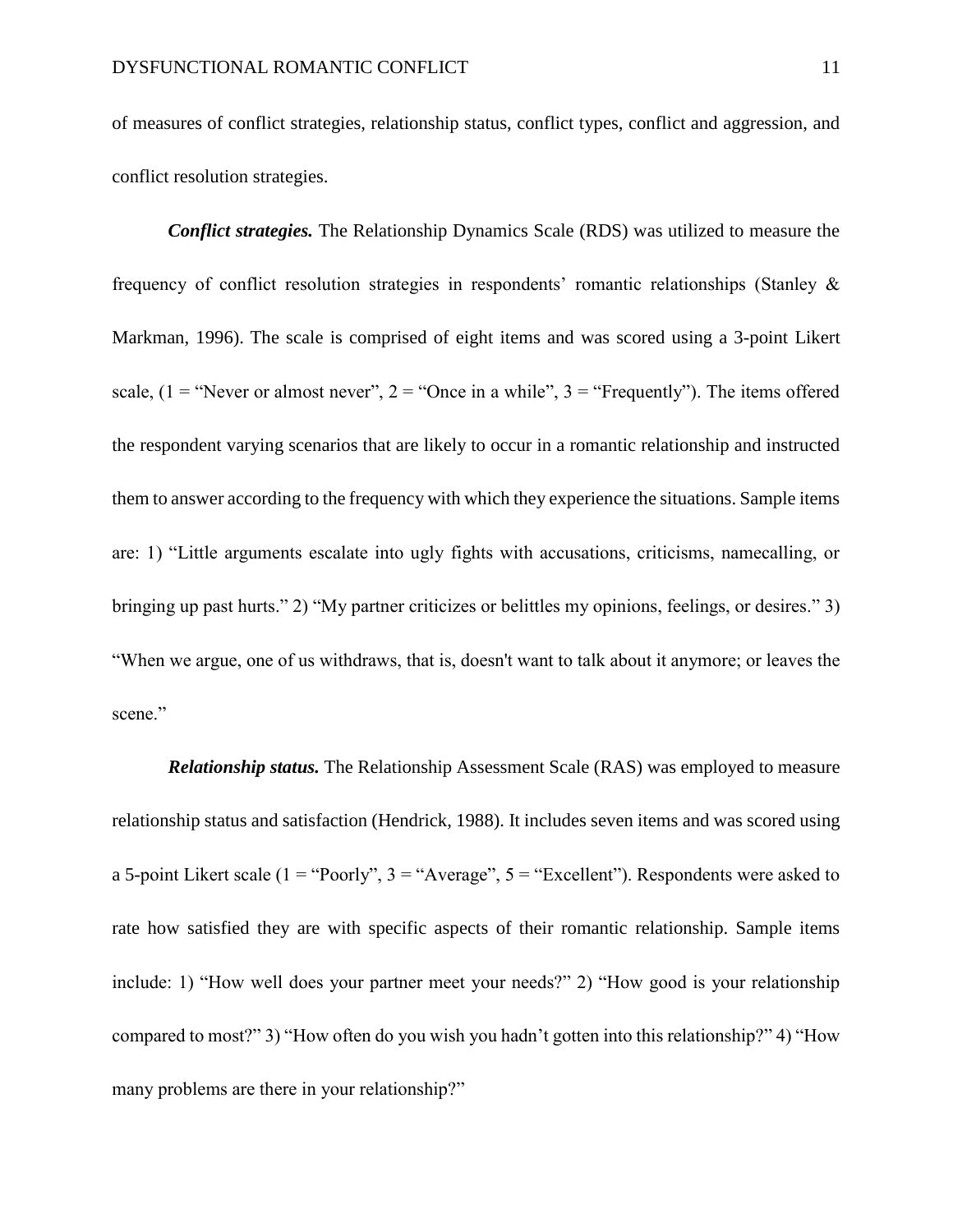of measures of conflict strategies, relationship status, conflict types, conflict and aggression, and conflict resolution strategies.

***Conflict strategies.*** The Relationship Dynamics Scale (RDS) was utilized to measure the frequency of conflict resolution strategies in respondents' romantic relationships (Stanley & Markman, 1996). The scale is comprised of eight items and was scored using a 3-point Likert scale, (1 = "Never or almost never", 2 = "Once in a while", 3 = "Frequently"). The items offered the respondent varying scenarios that are likely to occur in a romantic relationship and instructed them to answer according to the frequency with which they experience the situations. Sample items are: 1) "Little arguments escalate into ugly fights with accusations, criticisms, namecalling, or bringing up past hurts." 2) "My partner criticizes or belittles my opinions, feelings, or desires." 3) "When we argue, one of us withdraws, that is, doesn't want to talk about it anymore; or leaves the scene."

***Relationship status.*** The Relationship Assessment Scale (RAS) was employed to measure relationship status and satisfaction (Hendrick, 1988). It includes seven items and was scored using a 5-point Likert scale (1 = "Poorly", 3 = "Average", 5 = "Excellent"). Respondents were asked to rate how satisfied they are with specific aspects of their romantic relationship. Sample items include: 1) "How well does your partner meet your needs?" 2) "How good is your relationship compared to most?" 3) "How often do you wish you hadn't gotten into this relationship?" 4) "How many problems are there in your relationship?"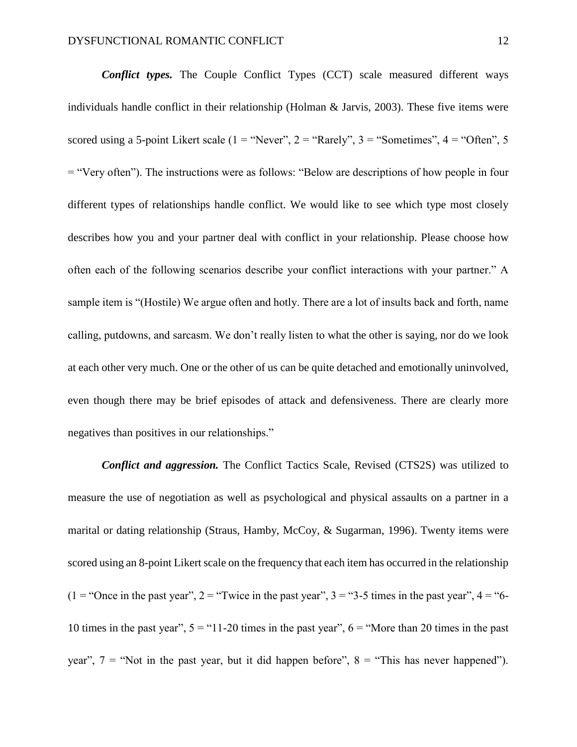***Conflict types.*** The Couple Conflict Types (CCT) scale measured different ways individuals handle conflict in their relationship (Holman & Jarvis, 2003). These five items were scored using a 5-point Likert scale (1 = "Never", 2 = "Rarely", 3 = "Sometimes", 4 = "Often", 5 = "Very often"). The instructions were as follows: "Below are descriptions of how people in four different types of relationships handle conflict. We would like to see which type most closely describes how you and your partner deal with conflict in your relationship. Please choose how often each of the following scenarios describe your conflict interactions with your partner." A sample item is "(Hostile) We argue often and hotly. There are a lot of insults back and forth, name calling, putdowns, and sarcasm. We don't really listen to what the other is saying, nor do we look at each other very much. One or the other of us can be quite detached and emotionally uninvolved, even though there may be brief episodes of attack and defensiveness. There are clearly more negatives than positives in our relationships."

***Conflict and aggression.*** The Conflict Tactics Scale, Revised (CTS2S) was utilized to measure the use of negotiation as well as psychological and physical assaults on a partner in a marital or dating relationship (Straus, Hamby, McCoy, & Sugarman, 1996). Twenty items were scored using an 8-point Likert scale on the frequency that each item has occurred in the relationship (1 = "Once in the past year", 2 = "Twice in the past year", 3 = "3-5 times in the past year", 4 = "6-10 times in the past year", 5 = "11-20 times in the past year", 6 = "More than 20 times in the past year", 7 = "Not in the past year, but it did happen before", 8 = "This has never happened").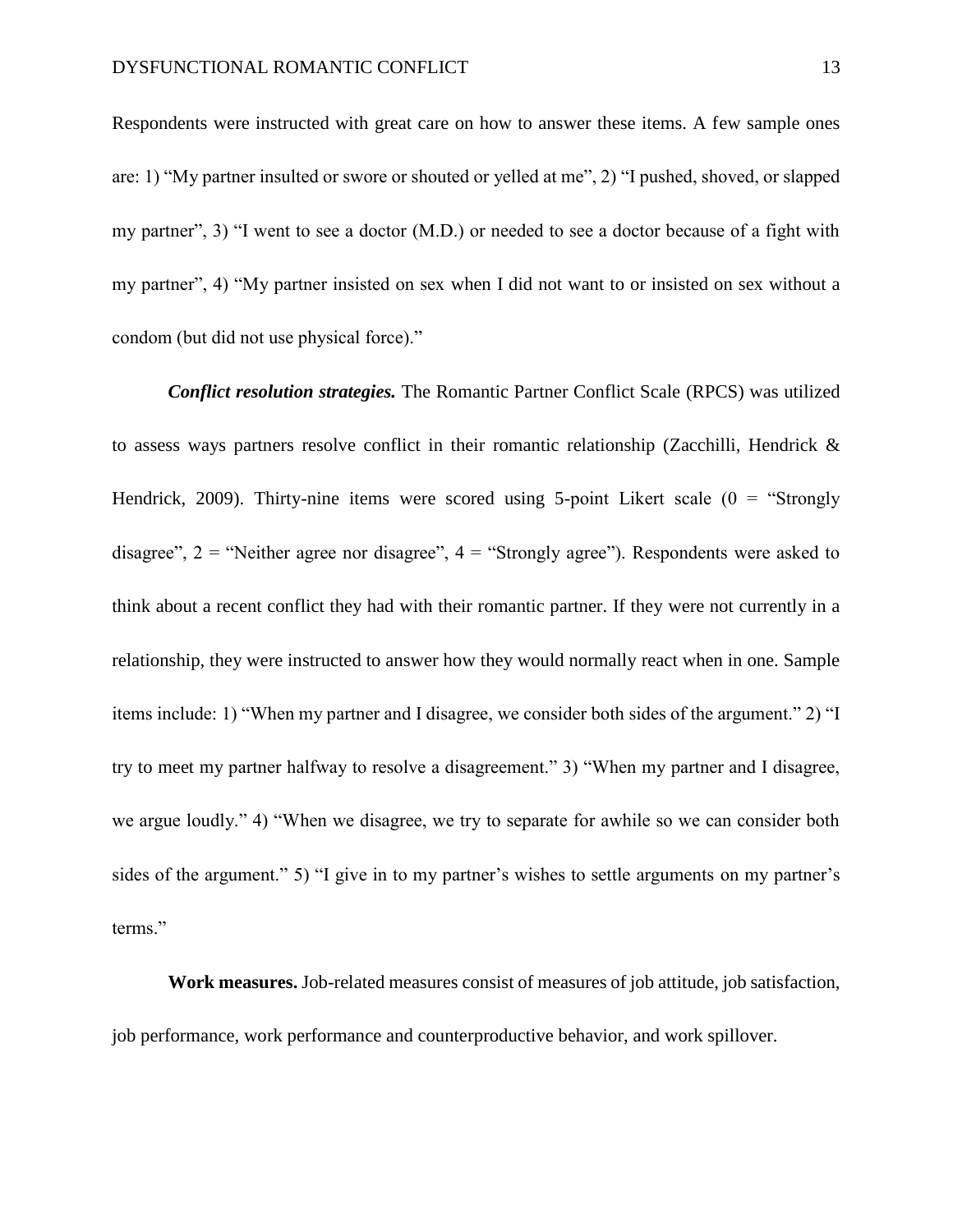Respondents were instructed with great care on how to answer these items. A few sample ones are: 1) "My partner insulted or swore or shouted or yelled at me", 2) "I pushed, shoved, or slapped my partner", 3) "I went to see a doctor (M.D.) or needed to see a doctor because of a fight with my partner", 4) "My partner insisted on sex when I did not want to or insisted on sex without a condom (but did not use physical force)."

***Conflict resolution strategies.*** The Romantic Partner Conflict Scale (RPCS) was utilized to assess ways partners resolve conflict in their romantic relationship (Zacchilli, Hendrick & Hendrick, 2009). Thirty-nine items were scored using 5-point Likert scale (0 = "Strongly disagree", 2 = "Neither agree nor disagree", 4 = "Strongly agree"). Respondents were asked to think about a recent conflict they had with their romantic partner. If they were not currently in a relationship, they were instructed to answer how they would normally react when in one. Sample items include: 1) "When my partner and I disagree, we consider both sides of the argument." 2) "I try to meet my partner halfway to resolve a disagreement." 3) "When my partner and I disagree, we argue loudly." 4) "When we disagree, we try to separate for awhile so we can consider both sides of the argument." 5) "I give in to my partner's wishes to settle arguments on my partner's terms."

**Work measures.** Job-related measures consist of measures of job attitude, job satisfaction, job performance, work performance and counterproductive behavior, and work spillover.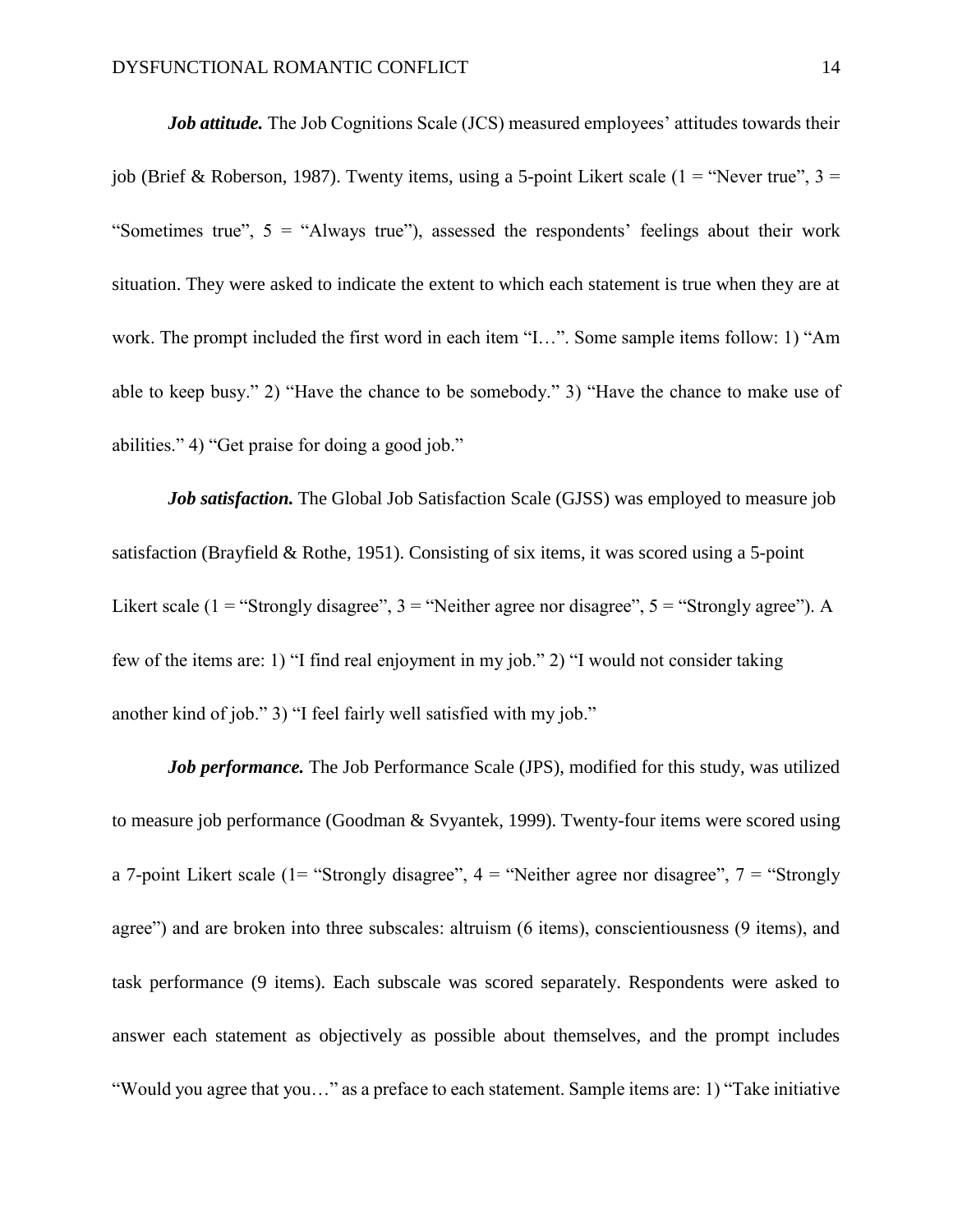***Job attitude.*** The Job Cognitions Scale (JCS) measured employees' attitudes towards their job (Brief & Roberson, 1987). Twenty items, using a 5-point Likert scale (1 = "Never true", 3 = "Sometimes true", 5 = "Always true"), assessed the respondents' feelings about their work situation. They were asked to indicate the extent to which each statement is true when they are at work. The prompt included the first word in each item "I…". Some sample items follow: 1) "Am able to keep busy." 2) "Have the chance to be somebody." 3) "Have the chance to make use of abilities." 4) "Get praise for doing a good job."

***Job satisfaction.*** The Global Job Satisfaction Scale (GJSS) was employed to measure job satisfaction (Brayfield & Rothe, 1951). Consisting of six items, it was scored using a 5-point Likert scale (1 = "Strongly disagree", 3 = "Neither agree nor disagree", 5 = "Strongly agree"). A few of the items are: 1) "I find real enjoyment in my job." 2) "I would not consider taking another kind of job." 3) "I feel fairly well satisfied with my job."

***Job performance.*** The Job Performance Scale (JPS), modified for this study, was utilized to measure job performance (Goodman & Svyantek, 1999). Twenty-four items were scored using a 7-point Likert scale (1= "Strongly disagree", 4 = "Neither agree nor disagree", 7 = "Strongly agree") and are broken into three subscales: altruism (6 items), conscientiousness (9 items), and task performance (9 items). Each subscale was scored separately. Respondents were asked to answer each statement as objectively as possible about themselves, and the prompt includes "Would you agree that you…" as a preface to each statement. Sample items are: 1) "Take initiative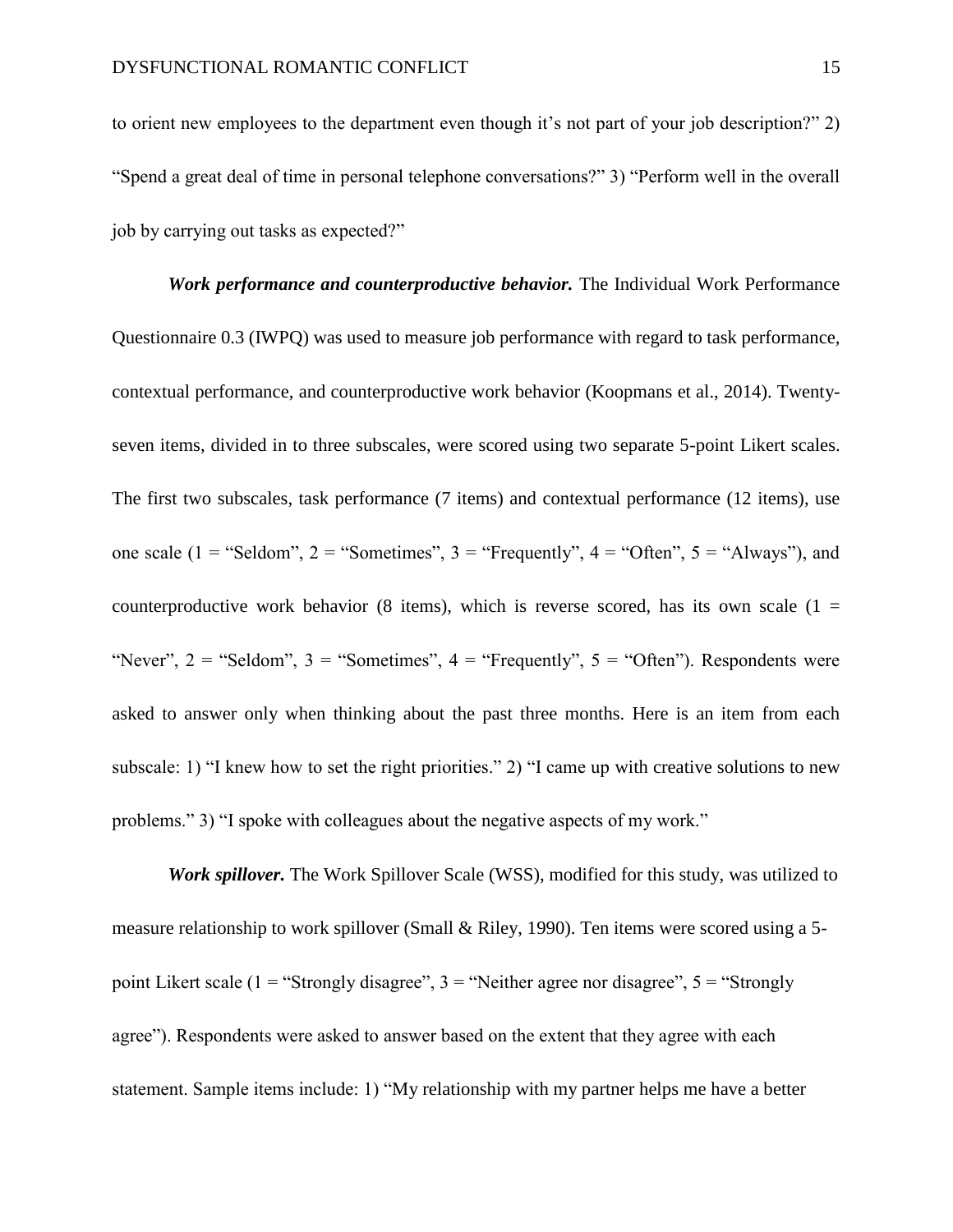to orient new employees to the department even though it's not part of your job description?" 2) "Spend a great deal of time in personal telephone conversations?" 3) "Perform well in the overall job by carrying out tasks as expected?"

***Work performance and counterproductive behavior.*** The Individual Work Performance Questionnaire 0.3 (IWPQ) was used to measure job performance with regard to task performance, contextual performance, and counterproductive work behavior (Koopmans et al., 2014). Twenty-seven items, divided in to three subscales, were scored using two separate 5-point Likert scales. The first two subscales, task performance (7 items) and contextual performance (12 items), use one scale (1 = "Seldom", 2 = "Sometimes", 3 = "Frequently", 4 = "Often", 5 = "Always"), and counterproductive work behavior (8 items), which is reverse scored, has its own scale (1 = "Never", 2 = "Seldom", 3 = "Sometimes", 4 = "Frequently", 5 = "Often"). Respondents were asked to answer only when thinking about the past three months. Here is an item from each subscale: 1) "I knew how to set the right priorities." 2) "I came up with creative solutions to new problems." 3) "I spoke with colleagues about the negative aspects of my work."

***Work spillover.*** The Work Spillover Scale (WSS), modified for this study, was utilized to measure relationship to work spillover (Small & Riley, 1990). Ten items were scored using a 5-point Likert scale (1 = "Strongly disagree", 3 = "Neither agree nor disagree", 5 = "Strongly agree"). Respondents were asked to answer based on the extent that they agree with each statement. Sample items include: 1) "My relationship with my partner helps me have a better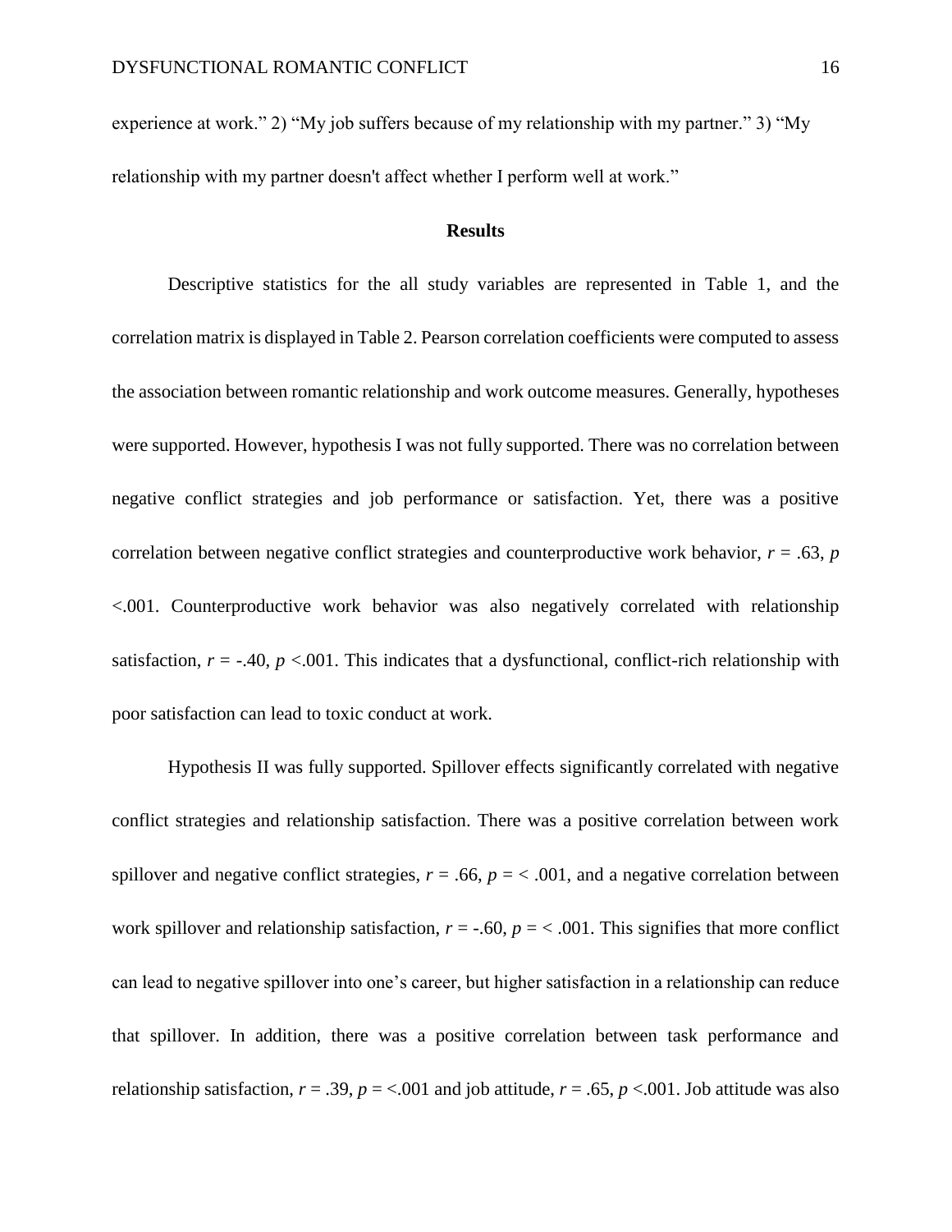experience at work." 2) "My job suffers because of my relationship with my partner." 3) "My relationship with my partner doesn't affect whether I perform well at work."

## Results

Descriptive statistics for the all study variables are represented in Table 1, and the correlation matrix is displayed in Table 2. Pearson correlation coefficients were computed to assess the association between romantic relationship and work outcome measures. Generally, hypotheses were supported. However, hypothesis I was not fully supported. There was no correlation between negative conflict strategies and job performance or satisfaction. Yet, there was a positive correlation between negative conflict strategies and counterproductive work behavior, $r$ = .63, $p$ <.001. Counterproductive work behavior was also negatively correlated with relationship satisfaction, $r$ = -.40, $p$ <.001. This indicates that a dysfunctional, conflict-rich relationship with poor satisfaction can lead to toxic conduct at work.

Hypothesis II was fully supported. Spillover effects significantly correlated with negative conflict strategies and relationship satisfaction. There was a positive correlation between work spillover and negative conflict strategies, $r$ = .66, $p$ = < .001, and a negative correlation between work spillover and relationship satisfaction, $r$ = -.60, $p$ = < .001. This signifies that more conflict can lead to negative spillover into one's career, but higher satisfaction in a relationship can reduce that spillover. In addition, there was a positive correlation between task performance and relationship satisfaction, $r$ = .39, $p$ = <.001 and job attitude, $r$ = .65, $p$ <.001. Job attitude was also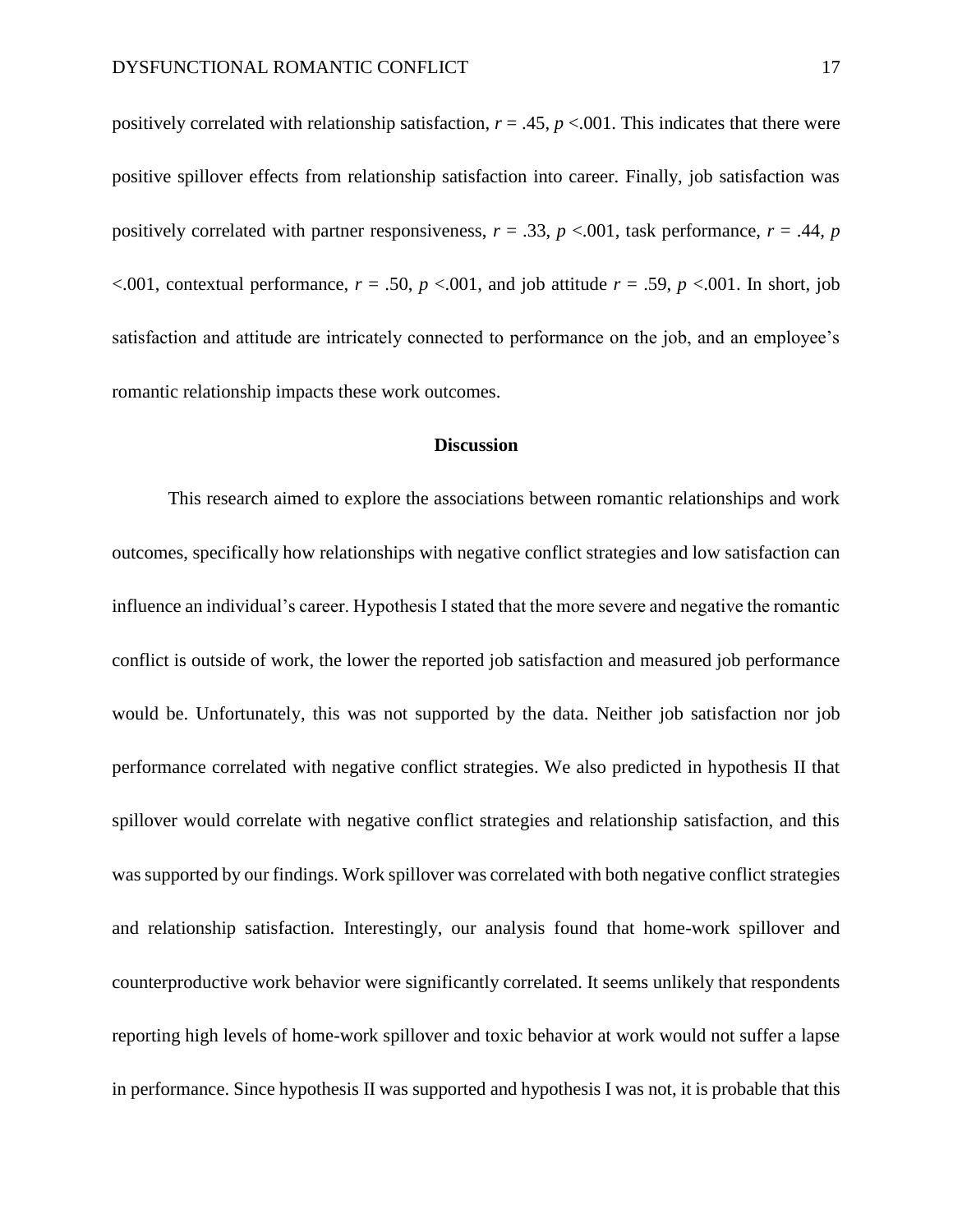positively correlated with relationship satisfaction, $r = .45$, $p < .001$. This indicates that there were positive spillover effects from relationship satisfaction into career. Finally, job satisfaction was positively correlated with partner responsiveness, $r = .33$, $p < .001$, task performance, $r = .44$, $p < .001$, contextual performance, $r = .50$, $p < .001$, and job attitude $r = .59$, $p < .001$. In short, job satisfaction and attitude are intricately connected to performance on the job, and an employee's romantic relationship impacts these work outcomes.

## Discussion

This research aimed to explore the associations between romantic relationships and work outcomes, specifically how relationships with negative conflict strategies and low satisfaction can influence an individual's career. Hypothesis I stated that the more severe and negative the romantic conflict is outside of work, the lower the reported job satisfaction and measured job performance would be. Unfortunately, this was not supported by the data. Neither job satisfaction nor job performance correlated with negative conflict strategies. We also predicted in hypothesis II that spillover would correlate with negative conflict strategies and relationship satisfaction, and this was supported by our findings. Work spillover was correlated with both negative conflict strategies and relationship satisfaction. Interestingly, our analysis found that home-work spillover and counterproductive work behavior were significantly correlated. It seems unlikely that respondents reporting high levels of home-work spillover and toxic behavior at work would not suffer a lapse in performance. Since hypothesis II was supported and hypothesis I was not, it is probable that this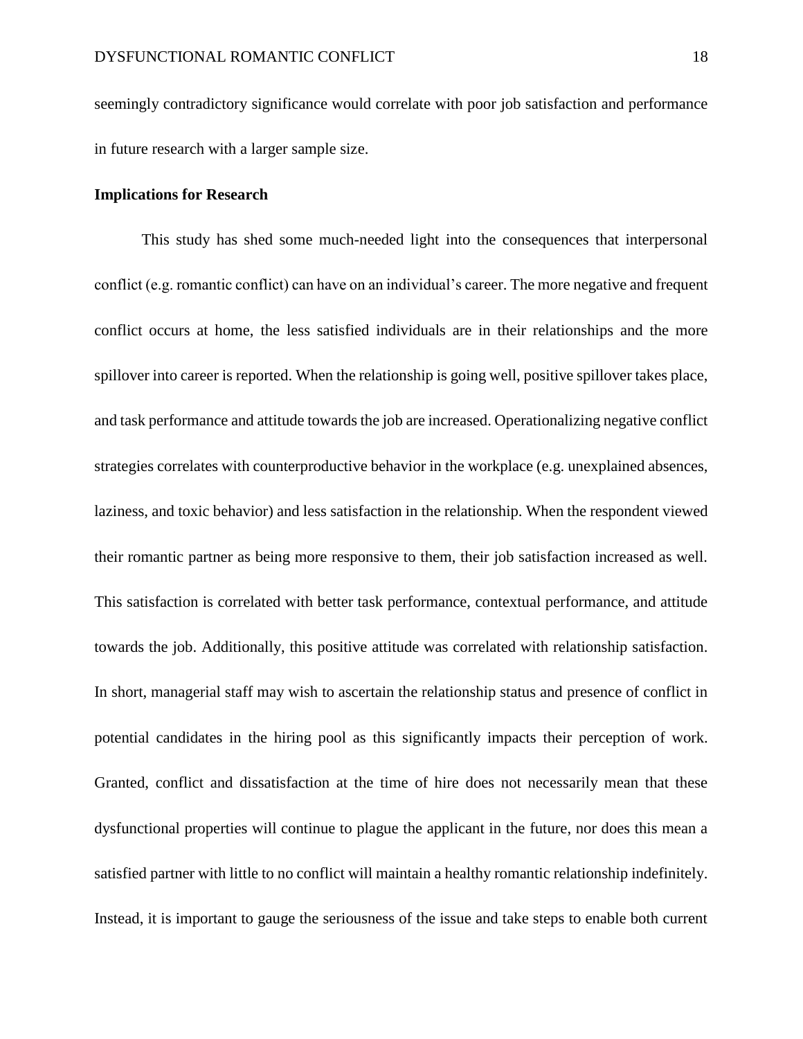seemingly contradictory significance would correlate with poor job satisfaction and performance in future research with a larger sample size.

**Implications for Research**

This study has shed some much-needed light into the consequences that interpersonal conflict (e.g. romantic conflict) can have on an individual's career. The more negative and frequent conflict occurs at home, the less satisfied individuals are in their relationships and the more spillover into career is reported. When the relationship is going well, positive spillover takes place, and task performance and attitude towards the job are increased. Operationalizing negative conflict strategies correlates with counterproductive behavior in the workplace (e.g. unexplained absences, laziness, and toxic behavior) and less satisfaction in the relationship. When the respondent viewed their romantic partner as being more responsive to them, their job satisfaction increased as well. This satisfaction is correlated with better task performance, contextual performance, and attitude towards the job. Additionally, this positive attitude was correlated with relationship satisfaction. In short, managerial staff may wish to ascertain the relationship status and presence of conflict in potential candidates in the hiring pool as this significantly impacts their perception of work. Granted, conflict and dissatisfaction at the time of hire does not necessarily mean that these dysfunctional properties will continue to plague the applicant in the future, nor does this mean a satisfied partner with little to no conflict will maintain a healthy romantic relationship indefinitely. Instead, it is important to gauge the seriousness of the issue and take steps to enable both current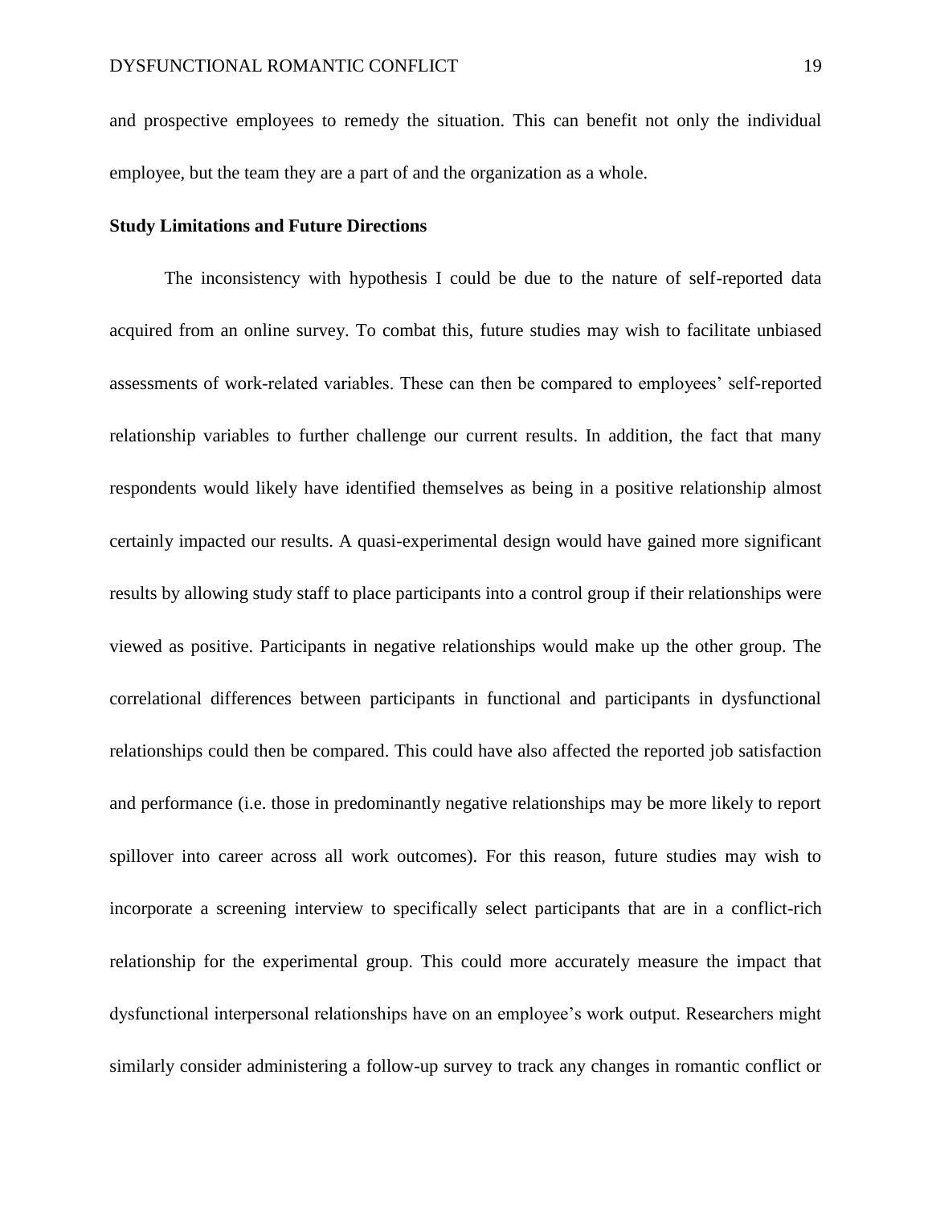and prospective employees to remedy the situation. This can benefit not only the individual employee, but the team they are a part of and the organization as a whole.

**Study Limitations and Future Directions**

The inconsistency with hypothesis I could be due to the nature of self-reported data acquired from an online survey. To combat this, future studies may wish to facilitate unbiased assessments of work-related variables. These can then be compared to employees' self-reported relationship variables to further challenge our current results. In addition, the fact that many respondents would likely have identified themselves as being in a positive relationship almost certainly impacted our results. A quasi-experimental design would have gained more significant results by allowing study staff to place participants into a control group if their relationships were viewed as positive. Participants in negative relationships would make up the other group. The correlational differences between participants in functional and participants in dysfunctional relationships could then be compared. This could have also affected the reported job satisfaction and performance (i.e. those in predominantly negative relationships may be more likely to report spillover into career across all work outcomes). For this reason, future studies may wish to incorporate a screening interview to specifically select participants that are in a conflict-rich relationship for the experimental group. This could more accurately measure the impact that dysfunctional interpersonal relationships have on an employee's work output. Researchers might similarly consider administering a follow-up survey to track any changes in romantic conflict or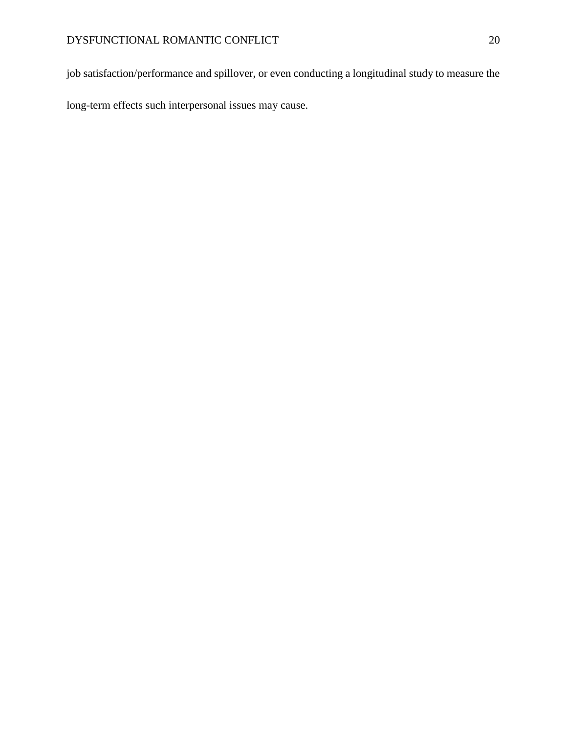job satisfaction/performance and spillover, or even conducting a longitudinal study to measure the long-term effects such interpersonal issues may cause.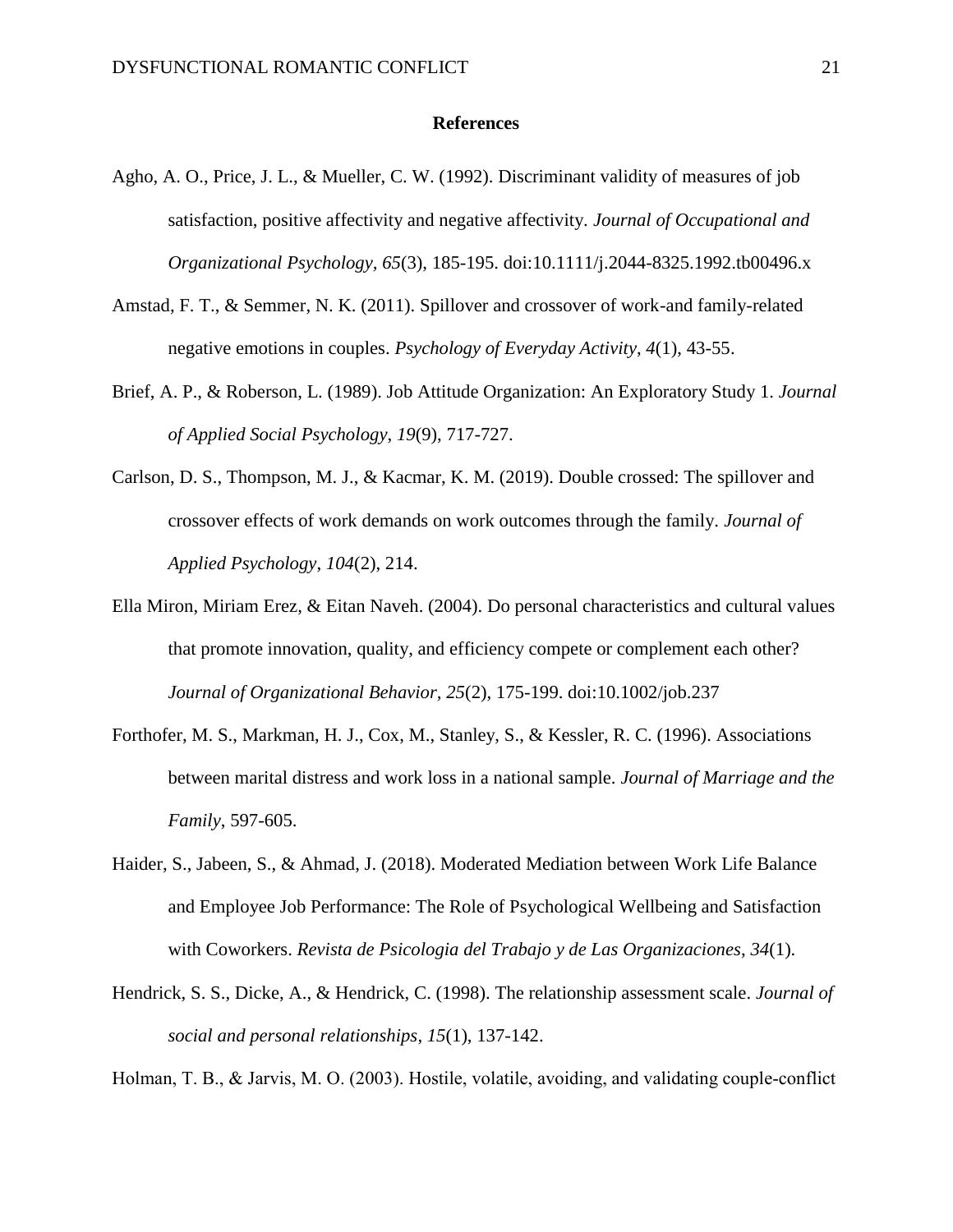## References

Agho, A. O., Price, J. L., & Mueller, C. W. (1992). Discriminant validity of measures of job satisfaction, positive affectivity and negative affectivity. *Journal of Occupational and Organizational Psychology, 65*(3), 185-195. doi:10.1111/j.2044-8325.1992.tb00496.x

Amstad, F. T., & Semmer, N. K. (2011). Spillover and crossover of work-and family-related negative emotions in couples. *Psychology of Everyday Activity*, *4*(1), 43-55.

Brief, A. P., & Roberson, L. (1989). Job Attitude Organization: An Exploratory Study 1. *Journal of Applied Social Psychology*, *19*(9), 717-727.

Carlson, D. S., Thompson, M. J., & Kacmar, K. M. (2019). Double crossed: The spillover and crossover effects of work demands on work outcomes through the family. *Journal of Applied Psychology*, *104*(2), 214.

Ella Miron, Miriam Erez, & Eitan Naveh. (2004). Do personal characteristics and cultural values that promote innovation, quality, and efficiency compete or complement each other? *Journal of Organizational Behavior, 25*(2), 175-199. doi:10.1002/job.237

Forthofer, M. S., Markman, H. J., Cox, M., Stanley, S., & Kessler, R. C. (1996). Associations between marital distress and work loss in a national sample. *Journal of Marriage and the Family*, 597-605.

Haider, S., Jabeen, S., & Ahmad, J. (2018). Moderated Mediation between Work Life Balance and Employee Job Performance: The Role of Psychological Wellbeing and Satisfaction with Coworkers. *Revista de Psicologia del Trabajo y de Las Organizaciones*, *34*(1).

Hendrick, S. S., Dicke, A., & Hendrick, C. (1998). The relationship assessment scale. *Journal of social and personal relationships*, *15*(1), 137-142.

Holman, T. B., & Jarvis, M. O. (2003). Hostile, volatile, avoiding, and validating couple-conflict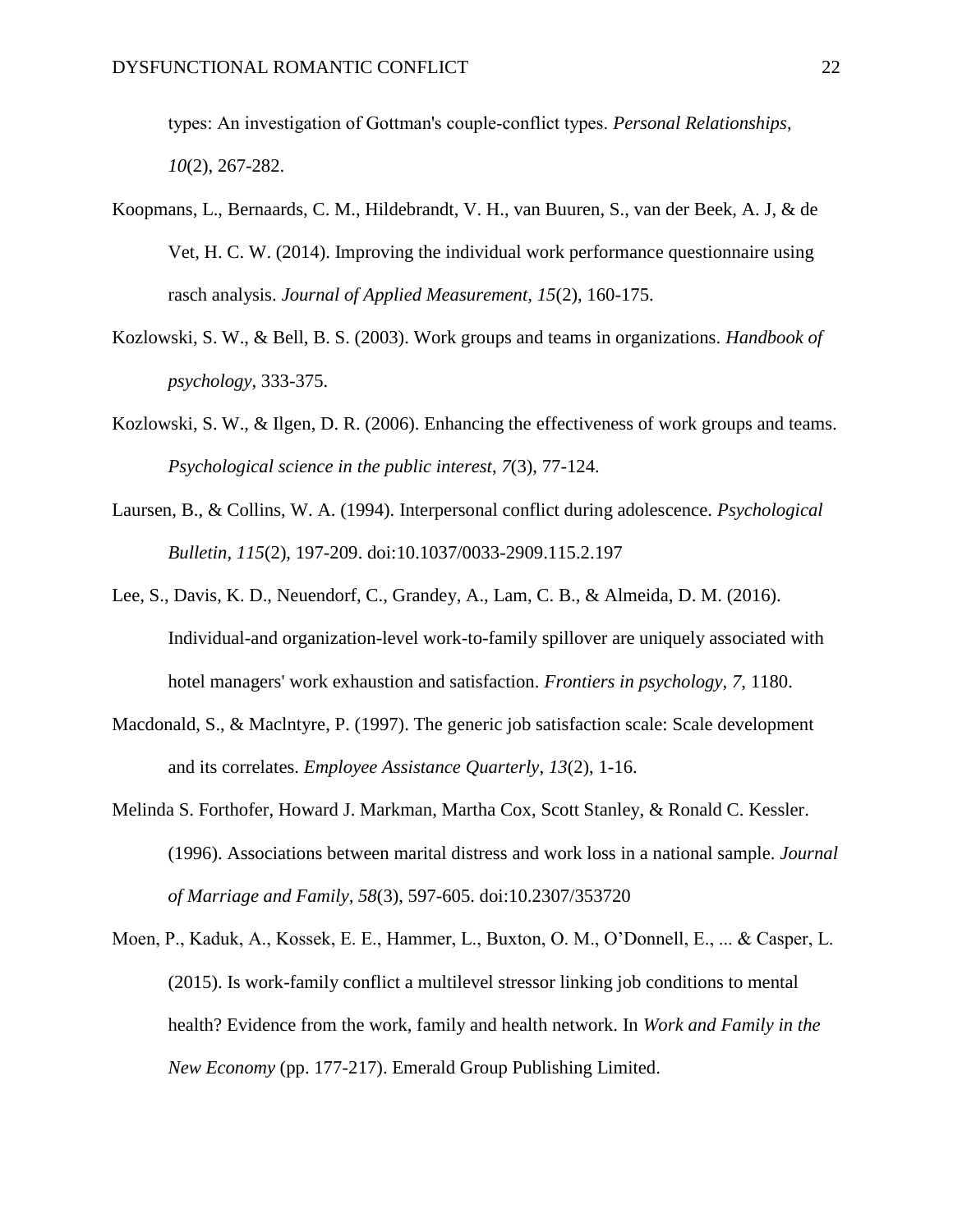types: An investigation of Gottman's couple-conflict types. *Personal Relationships*, *10*(2), 267-282.

Koopmans, L., Bernaards, C. M., Hildebrandt, V. H., van Buuren, S., van der Beek, A. J, & de Vet, H. C. W. (2014). Improving the individual work performance questionnaire using rasch analysis. *Journal of Applied Measurement, 15*(2), 160-175.

Kozlowski, S. W., & Bell, B. S. (2003). Work groups and teams in organizations. *Handbook of psychology*, 333-375.

Kozlowski, S. W., & Ilgen, D. R. (2006). Enhancing the effectiveness of work groups and teams. *Psychological science in the public interest*, *7*(3), 77-124.

Laursen, B., & Collins, W. A. (1994). Interpersonal conflict during adolescence. *Psychological Bulletin, 115*(2), 197-209. doi:10.1037/0033-2909.115.2.197

Lee, S., Davis, K. D., Neuendorf, C., Grandey, A., Lam, C. B., & Almeida, D. M. (2016). Individual-and organization-level work-to-family spillover are uniquely associated with hotel managers' work exhaustion and satisfaction. *Frontiers in psychology*, *7*, 1180.

Macdonald, S., & Maclntyre, P. (1997). The generic job satisfaction scale: Scale development and its correlates. *Employee Assistance Quarterly*, *13*(2), 1-16.

Melinda S. Forthofer, Howard J. Markman, Martha Cox, Scott Stanley, & Ronald C. Kessler. (1996). Associations between marital distress and work loss in a national sample. *Journal of Marriage and Family, 58*(3), 597-605. doi:10.2307/353720

Moen, P., Kaduk, A., Kossek, E. E., Hammer, L., Buxton, O. M., O'Donnell, E., ... & Casper, L. (2015). Is work-family conflict a multilevel stressor linking job conditions to mental health? Evidence from the work, family and health network. In *Work and Family in the New Economy* (pp. 177-217). Emerald Group Publishing Limited.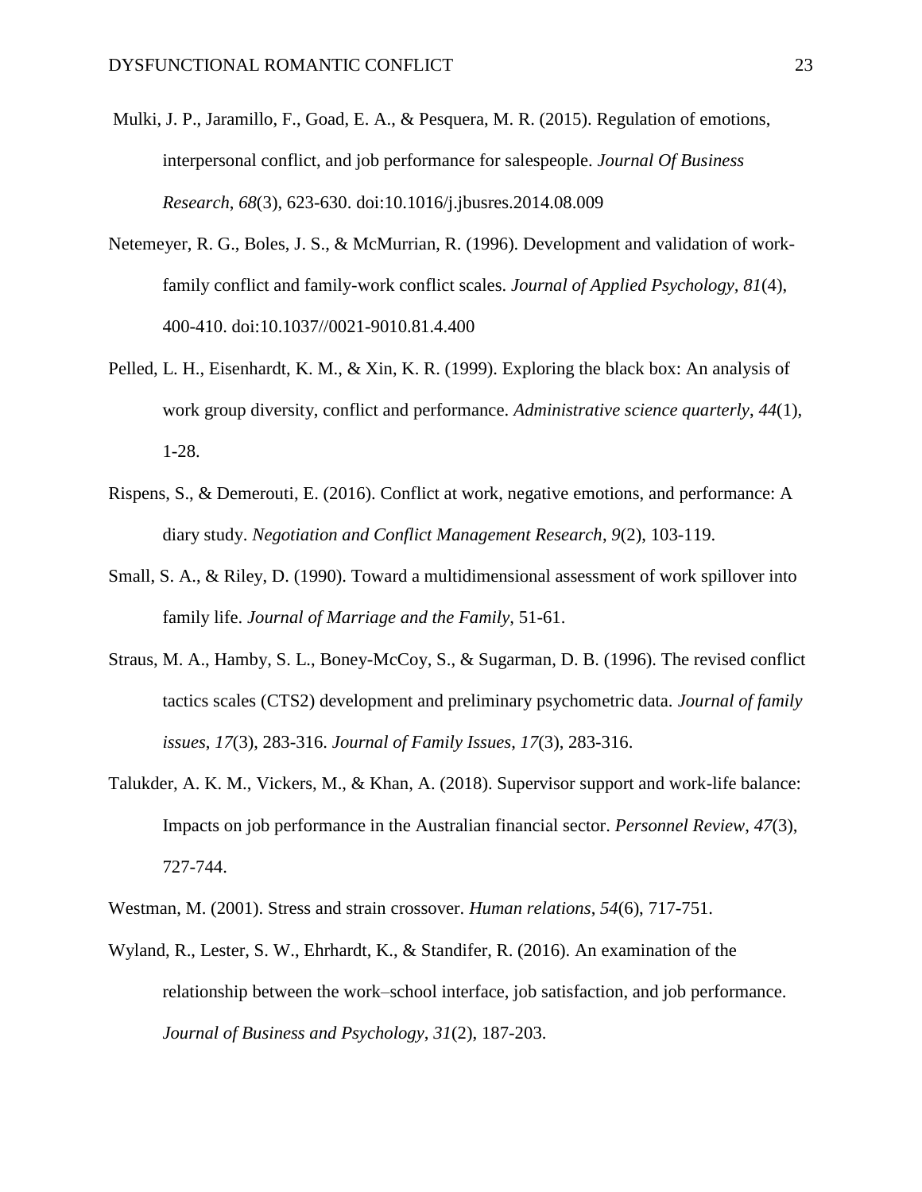Mulki, J. P., Jaramillo, F., Goad, E. A., & Pesquera, M. R. (2015). Regulation of emotions, interpersonal conflict, and job performance for salespeople. *Journal Of Business Research*, *68*(3), 623-630. doi:10.1016/j.jbusres.2014.08.009

Netemeyer, R. G., Boles, J. S., & McMurrian, R. (1996). Development and validation of work-family conflict and family-work conflict scales. *Journal of Applied Psychology, 81*(4), 400-410. doi:10.1037//0021-9010.81.4.400

Pelled, L. H., Eisenhardt, K. M., & Xin, K. R. (1999). Exploring the black box: An analysis of work group diversity, conflict and performance. *Administrative science quarterly*, *44*(1), 1-28.

Rispens, S., & Demerouti, E. (2016). Conflict at work, negative emotions, and performance: A diary study. *Negotiation and Conflict Management Research*, *9*(2), 103-119.

Small, S. A., & Riley, D. (1990). Toward a multidimensional assessment of work spillover into family life. *Journal of Marriage and the Family*, 51-61.

Straus, M. A., Hamby, S. L., Boney-McCoy, S., & Sugarman, D. B. (1996). The revised conflict tactics scales (CTS2) development and preliminary psychometric data. *Journal of family issues*, *17*(3), 283-316. *Journal of Family Issues*, *17*(3), 283-316.

Talukder, A. K. M., Vickers, M., & Khan, A. (2018). Supervisor support and work-life balance: Impacts on job performance in the Australian financial sector. *Personnel Review*, *47*(3), 727-744.

Westman, M. (2001). Stress and strain crossover. *Human relations*, *54*(6), 717-751.

Wyland, R., Lester, S. W., Ehrhardt, K., & Standifer, R. (2016). An examination of the relationship between the work–school interface, job satisfaction, and job performance. *Journal of Business and Psychology*, *31*(2), 187-203.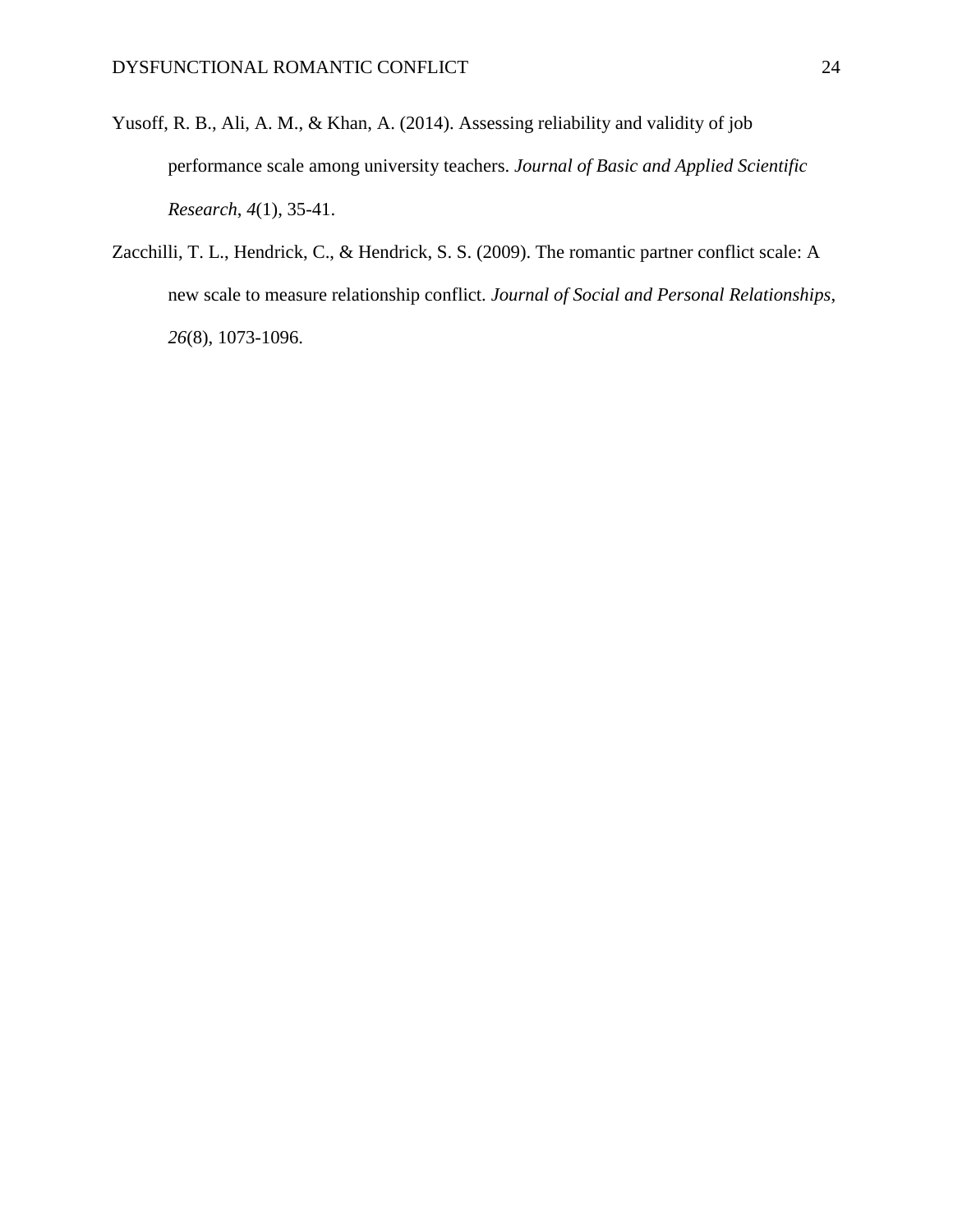Yusoff, R. B., Ali, A. M., & Khan, A. (2014). Assessing reliability and validity of job performance scale among university teachers. *Journal of Basic and Applied Scientific Research*, *4*(1), 35-41.

Zacchilli, T. L., Hendrick, C., & Hendrick, S. S. (2009). The romantic partner conflict scale: A new scale to measure relationship conflict. *Journal of Social and Personal Relationships*, *26*(8), 1073-1096.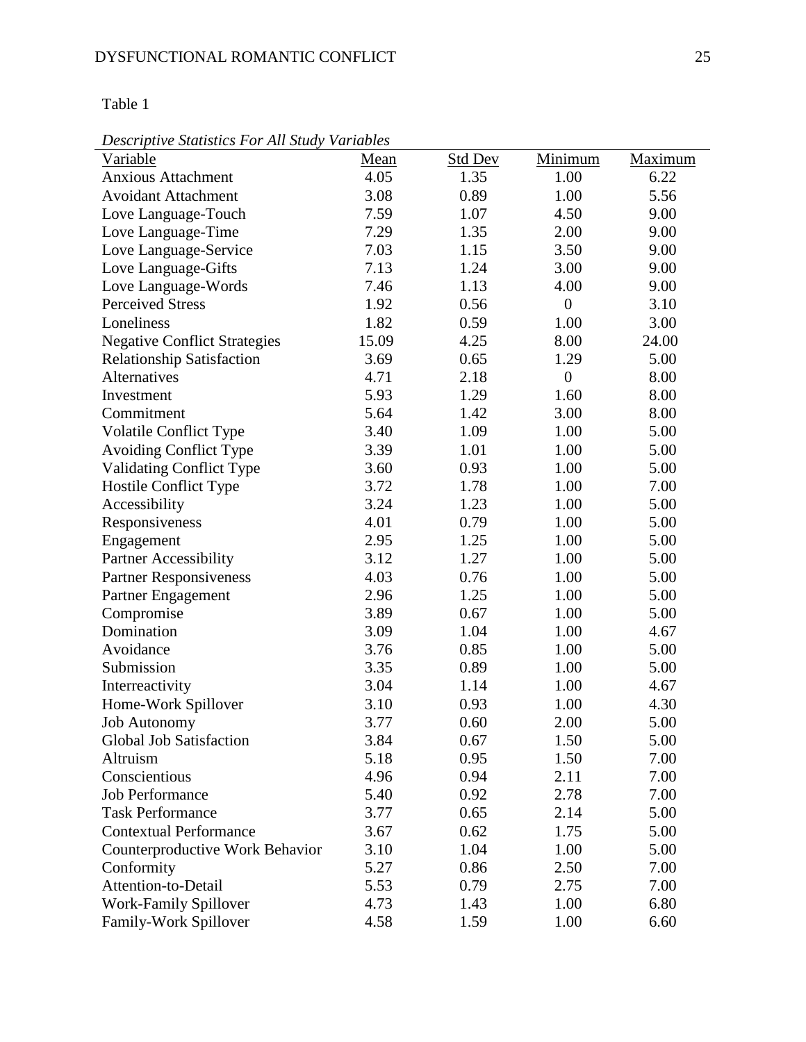Table 1

*Descriptive Statistics For All Study Variables*

| Variable | Mean | Std Dev | Minimum | Maximum |
|---|---|---|---|---|
| Anxious Attachment | 4.05 | 1.35 | 1.00 | 6.22 |
| Avoidant Attachment | 3.08 | 0.89 | 1.00 | 5.56 |
| Love Language-Touch | 7.59 | 1.07 | 4.50 | 9.00 |
| Love Language-Time | 7.29 | 1.35 | 2.00 | 9.00 |
| Love Language-Service | 7.03 | 1.15 | 3.50 | 9.00 |
| Love Language-Gifts | 7.13 | 1.24 | 3.00 | 9.00 |
| Love Language-Words | 7.46 | 1.13 | 4.00 | 9.00 |
| Perceived Stress | 1.92 | 0.56 | 0 | 3.10 |
| Loneliness | 1.82 | 0.59 | 1.00 | 3.00 |
| Negative Conflict Strategies | 15.09 | 4.25 | 8.00 | 24.00 |
| Relationship Satisfaction | 3.69 | 0.65 | 1.29 | 5.00 |
| Alternatives | 4.71 | 2.18 | 0 | 8.00 |
| Investment | 5.93 | 1.29 | 1.60 | 8.00 |
| Commitment | 5.64 | 1.42 | 3.00 | 8.00 |
| Volatile Conflict Type | 3.40 | 1.09 | 1.00 | 5.00 |
| Avoiding Conflict Type | 3.39 | 1.01 | 1.00 | 5.00 |
| Validating Conflict Type | 3.60 | 0.93 | 1.00 | 5.00 |
| Hostile Conflict Type | 3.72 | 1.78 | 1.00 | 7.00 |
| Accessibility | 3.24 | 1.23 | 1.00 | 5.00 |
| Responsiveness | 4.01 | 0.79 | 1.00 | 5.00 |
| Engagement | 2.95 | 1.25 | 1.00 | 5.00 |
| Partner Accessibility | 3.12 | 1.27 | 1.00 | 5.00 |
| Partner Responsiveness | 4.03 | 0.76 | 1.00 | 5.00 |
| Partner Engagement | 2.96 | 1.25 | 1.00 | 5.00 |
| Compromise | 3.89 | 0.67 | 1.00 | 5.00 |
| Domination | 3.09 | 1.04 | 1.00 | 4.67 |
| Avoidance | 3.76 | 0.85 | 1.00 | 5.00 |
| Submission | 3.35 | 0.89 | 1.00 | 5.00 |
| Interreactivity | 3.04 | 1.14 | 1.00 | 4.67 |
| Home-Work Spillover | 3.10 | 0.93 | 1.00 | 4.30 |
| Job Autonomy | 3.77 | 0.60 | 2.00 | 5.00 |
| Global Job Satisfaction | 3.84 | 0.67 | 1.50 | 5.00 |
| Altruism | 5.18 | 0.95 | 1.50 | 7.00 |
| Conscientious | 4.96 | 0.94 | 2.11 | 7.00 |
| Job Performance | 5.40 | 0.92 | 2.78 | 7.00 |
| Task Performance | 3.77 | 0.65 | 2.14 | 5.00 |
| Contextual Performance | 3.67 | 0.62 | 1.75 | 5.00 |
| Counterproductive Work Behavior | 3.10 | 1.04 | 1.00 | 5.00 |
| Conformity | 5.27 | 0.86 | 2.50 | 7.00 |
| Attention-to-Detail | 5.53 | 0.79 | 2.75 | 7.00 |
| Work-Family Spillover | 4.73 | 1.43 | 1.00 | 6.80 |
| Family-Work Spillover | 4.58 | 1.59 | 1.00 | 6.60 |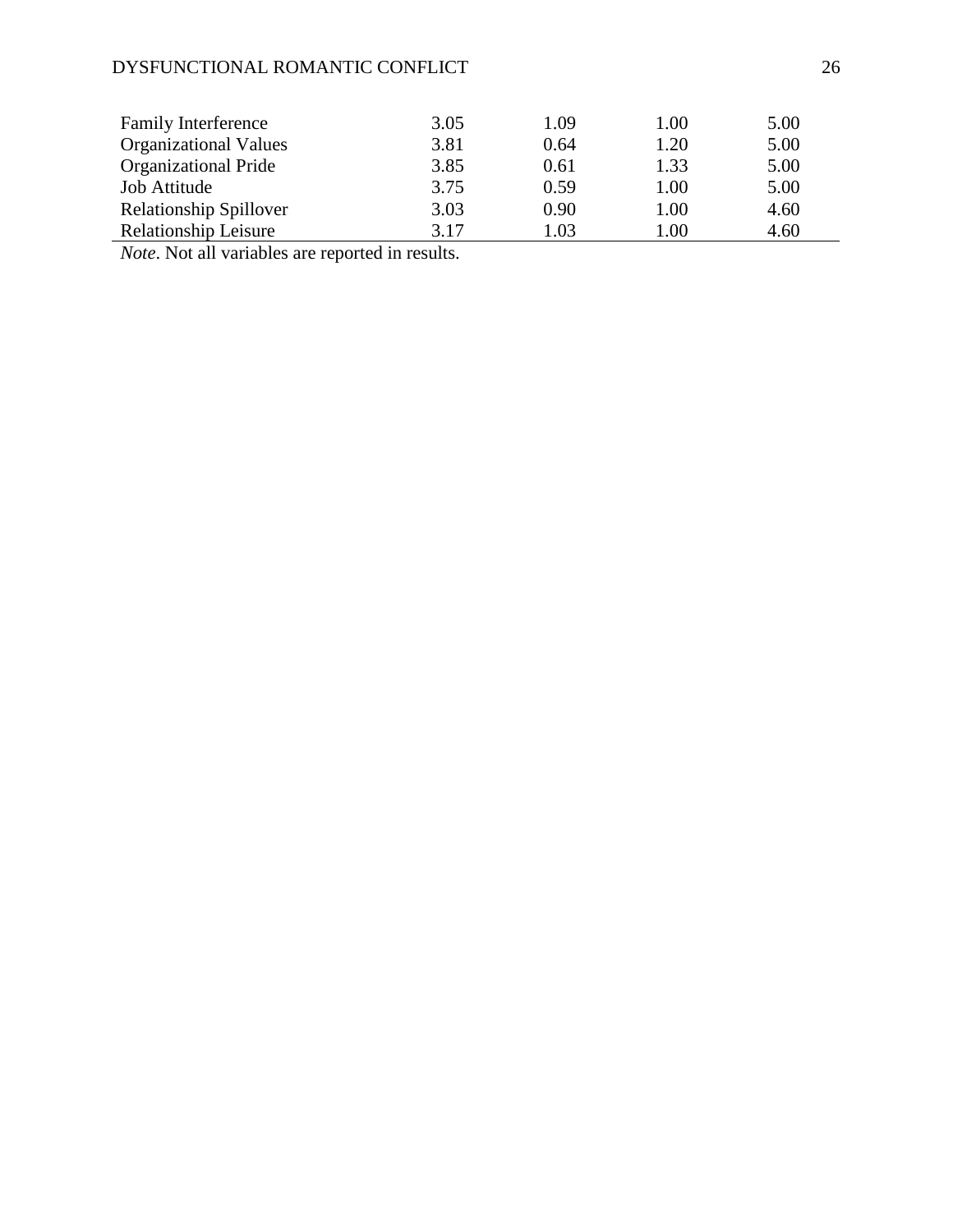| | | | | |
|---|---|---|---|---|
| Family Interference | 3.05 | 1.09 | 1.00 | 5.00 |
| Organizational Values | 3.81 | 0.64 | 1.20 | 5.00 |
| Organizational Pride | 3.85 | 0.61 | 1.33 | 5.00 |
| Job Attitude | 3.75 | 0.59 | 1.00 | 5.00 |
| Relationship Spillover | 3.03 | 0.90 | 1.00 | 4.60 |
| Relationship Leisure | 3.17 | 1.03 | 1.00 | 4.60 |

*Note*. Not all variables are reported in results.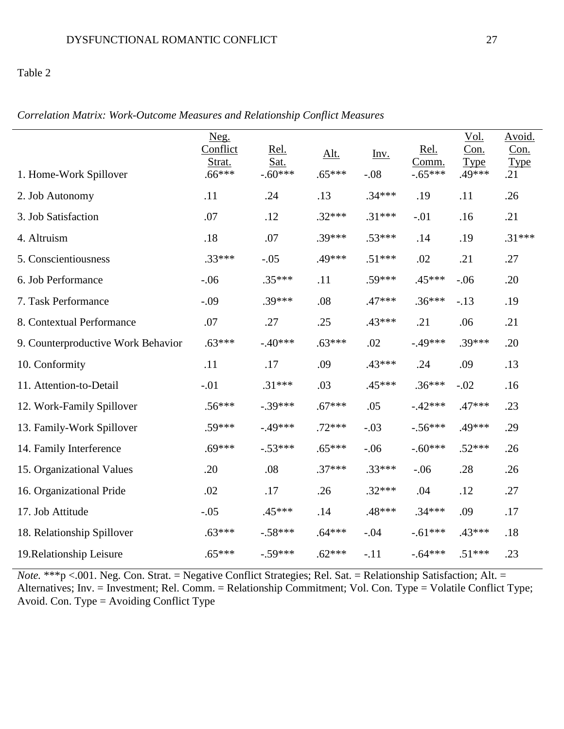Table 2

*Correlation Matrix: Work-Outcome Measures and Relationship Conflict Measures*

| | Neg. Conflict Strat. | Rel. Sat. | Alt. | Inv. | Rel. Comm. | Vol. Con. Type | Avoid. Con. Type |
|---|---|---|---|---|---|---|---|
| 1. Home-Work Spillover | .66*** | -.60*** | .65*** | -.08 | -.65*** | .49*** | .21 |
| 2. Job Autonomy | .11 | .24 | .13 | .34*** | .19 | .11 | .26 |
| 3. Job Satisfaction | .07 | .12 | .32*** | .31*** | -.01 | .16 | .21 |
| 4. Altruism | .18 | .07 | .39*** | .53*** | .14 | .19 | .31*** |
| 5. Conscientiousness | .33*** | -.05 | .49*** | .51*** | .02 | .21 | .27 |
| 6. Job Performance | -.06 | .35*** | .11 | .59*** | .45*** | -.06 | .20 |
| 7. Task Performance | -.09 | .39*** | .08 | .47*** | .36*** | -.13 | .19 |
| 8. Contextual Performance | .07 | .27 | .25 | .43*** | .21 | .06 | .21 |
| 9. Counterproductive Work Behavior | .63*** | -.40*** | .63*** | .02 | -.49*** | .39*** | .20 |
| 10. Conformity | .11 | .17 | .09 | .43*** | .24 | .09 | .13 |
| 11. Attention-to-Detail | -.01 | .31*** | .03 | .45*** | .36*** | -.02 | .16 |
| 12. Work-Family Spillover | .56*** | -.39*** | .67*** | .05 | -.42*** | .47*** | .23 |
| 13. Family-Work Spillover | .59*** | -.49*** | .72*** | -.03 | -.56*** | .49*** | .29 |
| 14. Family Interference | .69*** | -.53*** | .65*** | -.06 | -.60*** | .52*** | .26 |
| 15. Organizational Values | .20 | .08 | .37*** | .33*** | -.06 | .28 | .26 |
| 16. Organizational Pride | .02 | .17 | .26 | .32*** | .04 | .12 | .27 |
| 17. Job Attitude | -.05 | .45*** | .14 | .48*** | .34*** | .09 | .17 |
| 18. Relationship Spillover | .63*** | -.58*** | .64*** | -.04 | -.61*** | .43*** | .18 |
| 19.Relationship Leisure | .65*** | -.59*** | .62*** | -.11 | -.64*** | .51*** | .23 |

*Note.* ***p <.001. Neg. Con. Strat. = Negative Conflict Strategies; Rel. Sat. = Relationship Satisfaction; Alt. = Alternatives; Inv. = Investment; Rel. Comm. = Relationship Commitment; Vol. Con. Type = Volatile Conflict Type; Avoid. Con. Type = Avoiding Conflict Type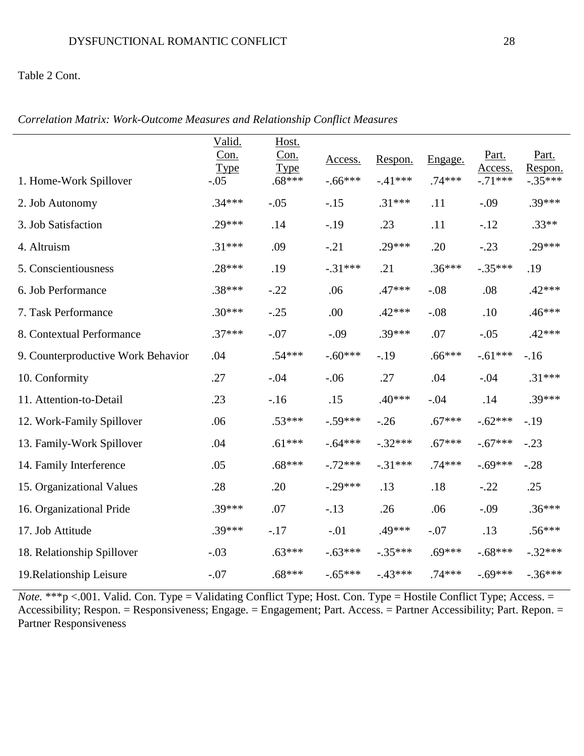Table 2 Cont.

*Correlation Matrix: Work-Outcome Measures and Relationship Conflict Measures*

| | Valid. Con. Type | Host. Con. Type | Access. | Respon. | Engage. | Part. Access. | Part. Respon. |
|---|---|---|---|---|---|---|---|
| 1. Home-Work Spillover | -.05 | .68*** | -.66*** | -.41*** | .74*** | -.71*** | -.35*** |
| 2. Job Autonomy | .34*** | -.05 | -.15 | .31*** | .11 | -.09 | .39*** |
| 3. Job Satisfaction | .29*** | .14 | -.19 | .23 | .11 | -.12 | .33** |
| 4. Altruism | .31*** | .09 | -.21 | .29*** | .20 | -.23 | .29*** |
| 5. Conscientiousness | .28*** | .19 | -.31*** | .21 | .36*** | -.35*** | .19 |
| 6. Job Performance | .38*** | -.22 | .06 | .47*** | -.08 | .08 | .42*** |
| 7. Task Performance | .30*** | -.25 | .00 | .42*** | -.08 | .10 | .46*** |
| 8. Contextual Performance | .37*** | -.07 | -.09 | .39*** | .07 | -.05 | .42*** |
| 9. Counterproductive Work Behavior | .04 | .54*** | -.60*** | -.19 | .66*** | -.61*** | -.16 |
| 10. Conformity | .27 | -.04 | -.06 | .27 | .04 | -.04 | .31*** |
| 11. Attention-to-Detail | .23 | -.16 | .15 | .40*** | -.04 | .14 | .39*** |
| 12. Work-Family Spillover | .06 | .53*** | -.59*** | -.26 | .67*** | -.62*** | -.19 |
| 13. Family-Work Spillover | .04 | .61*** | -.64*** | -.32*** | .67*** | -.67*** | -.23 |
| 14. Family Interference | .05 | .68*** | -.72*** | -.31*** | .74*** | -.69*** | -.28 |
| 15. Organizational Values | .28 | .20 | -.29*** | .13 | .18 | -.22 | .25 |
| 16. Organizational Pride | .39*** | .07 | -.13 | .26 | .06 | -.09 | .36*** |
| 17. Job Attitude | .39*** | -.17 | -.01 | .49*** | -.07 | .13 | .56*** |
| 18. Relationship Spillover | -.03 | .63*** | -.63*** | -.35*** | .69*** | -.68*** | -.32*** |
| 19.Relationship Leisure | -.07 | .68*** | -.65*** | -.43*** | .74*** | -.69*** | -.36*** |

*Note.* ***p <.001. Valid. Con. Type = Validating Conflict Type; Host. Con. Type = Hostile Conflict Type; Access. = Accessibility; Respon. = Responsiveness; Engage. = Engagement; Part. Access. = Partner Accessibility; Part. Repon. = Partner Responsiveness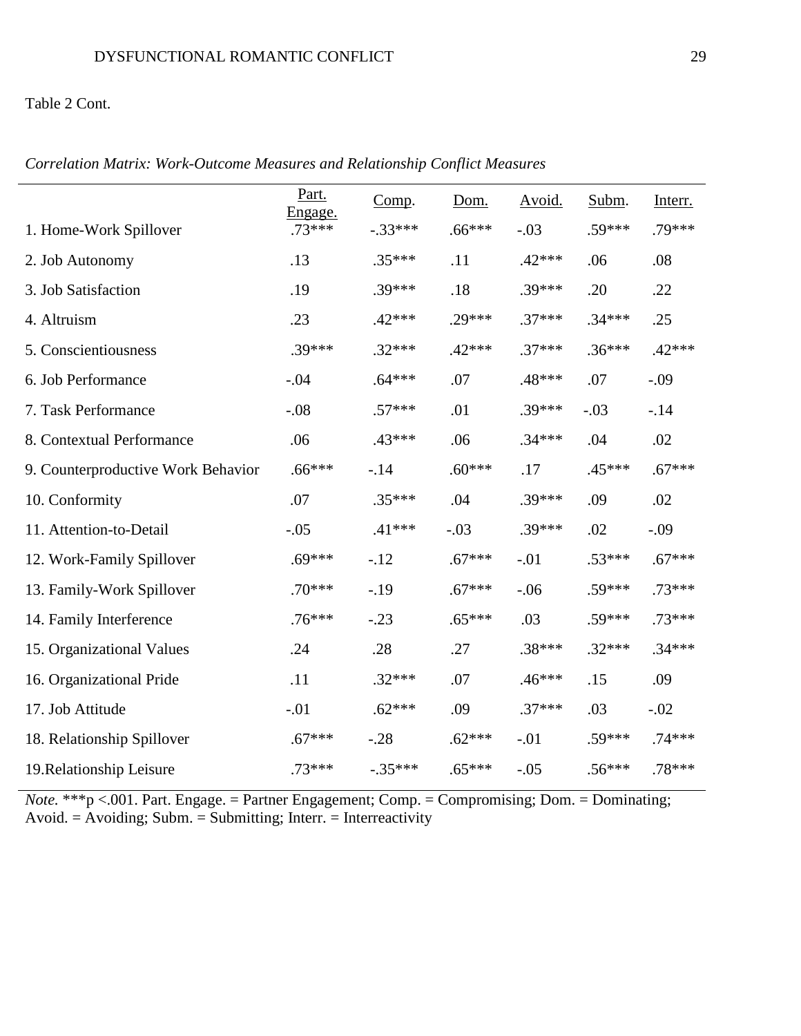Table 2 Cont.

*Correlation Matrix: Work-Outcome Measures and Relationship Conflict Measures*

| | Part. Engage. | Comp. | Dom. | Avoid. | Subm. | Interr. |
|---|---|---|---|---|---|---|
| 1. Home-Work Spillover | .73*** | -.33*** | .66*** | -.03 | .59*** | .79*** |
| 2. Job Autonomy | .13 | .35*** | .11 | .42*** | .06 | .08 |
| 3. Job Satisfaction | .19 | .39*** | .18 | .39*** | .20 | .22 |
| 4. Altruism | .23 | .42*** | .29*** | .37*** | .34*** | .25 |
| 5. Conscientiousness | .39*** | .32*** | .42*** | .37*** | .36*** | .42*** |
| 6. Job Performance | -.04 | .64*** | .07 | .48*** | .07 | -.09 |
| 7. Task Performance | -.08 | .57*** | .01 | .39*** | -.03 | -.14 |
| 8. Contextual Performance | .06 | .43*** | .06 | .34*** | .04 | .02 |
| 9. Counterproductive Work Behavior | .66*** | -.14 | .60*** | .17 | .45*** | .67*** |
| 10. Conformity | .07 | .35*** | .04 | .39*** | .09 | .02 |
| 11. Attention-to-Detail | -.05 | .41*** | -.03 | .39*** | .02 | -.09 |
| 12. Work-Family Spillover | .69*** | -.12 | .67*** | -.01 | .53*** | .67*** |
| 13. Family-Work Spillover | .70*** | -.19 | .67*** | -.06 | .59*** | .73*** |
| 14. Family Interference | .76*** | -.23 | .65*** | .03 | .59*** | .73*** |
| 15. Organizational Values | .24 | .28 | .27 | .38*** | .32*** | .34*** |
| 16. Organizational Pride | .11 | .32*** | .07 | .46*** | .15 | .09 |
| 17. Job Attitude | -.01 | .62*** | .09 | .37*** | .03 | -.02 |
| 18. Relationship Spillover | .67*** | -.28 | .62*** | -.01 | .59*** | .74*** |
| 19.Relationship Leisure | .73*** | -.35*** | .65*** | -.05 | .56*** | .78*** |

*Note.* ***p <.001. Part. Engage. = Partner Engagement; Comp. = Compromising; Dom. = Dominating; Avoid. = Avoiding; Subm. = Submitting; Interr. = Interreactivity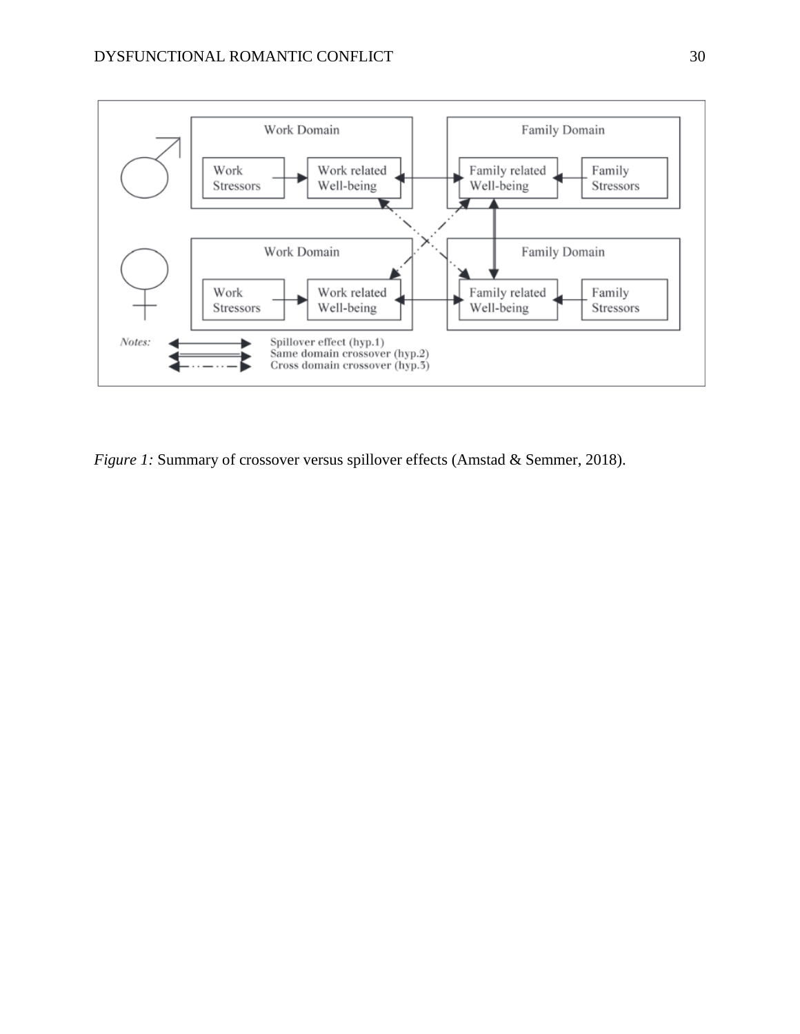*Figure 1:* Summary of crossover versus spillover effects (Amstad & Semmer, 2018).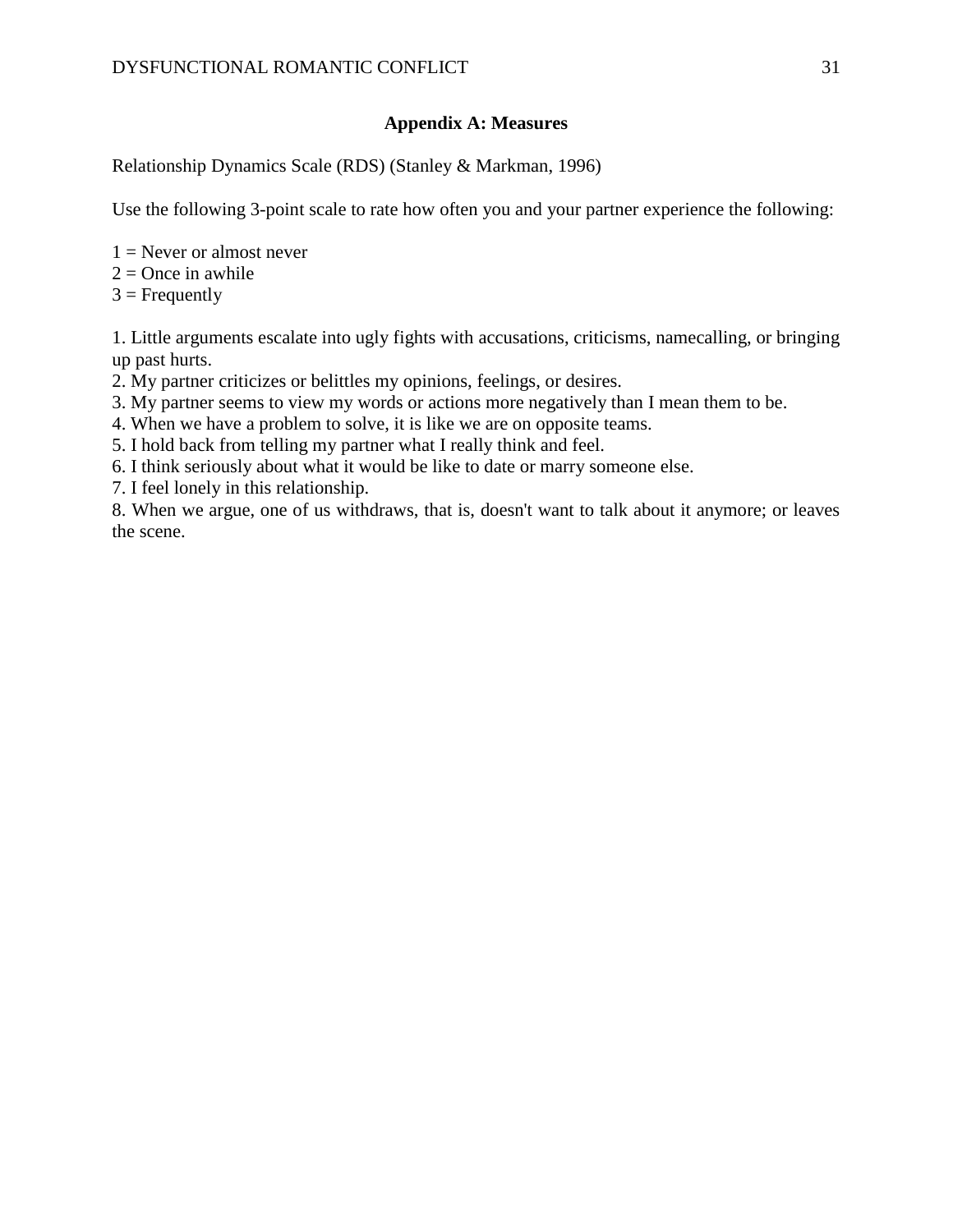## Appendix A: Measures

Relationship Dynamics Scale (RDS) (Stanley & Markman, 1996)

Use the following 3-point scale to rate how often you and your partner experience the following:

1 = Never or almost never
2 = Once in awhile
3 = Frequently

1. Little arguments escalate into ugly fights with accusations, criticisms, namecalling, or bringing up past hurts.
2. My partner criticizes or belittles my opinions, feelings, or desires.
3. My partner seems to view my words or actions more negatively than I mean them to be.
4. When we have a problem to solve, it is like we are on opposite teams.
5. I hold back from telling my partner what I really think and feel.
6. I think seriously about what it would be like to date or marry someone else.
7. I feel lonely in this relationship.
8. When we argue, one of us withdraws, that is, doesn't want to talk about it anymore; or leaves the scene.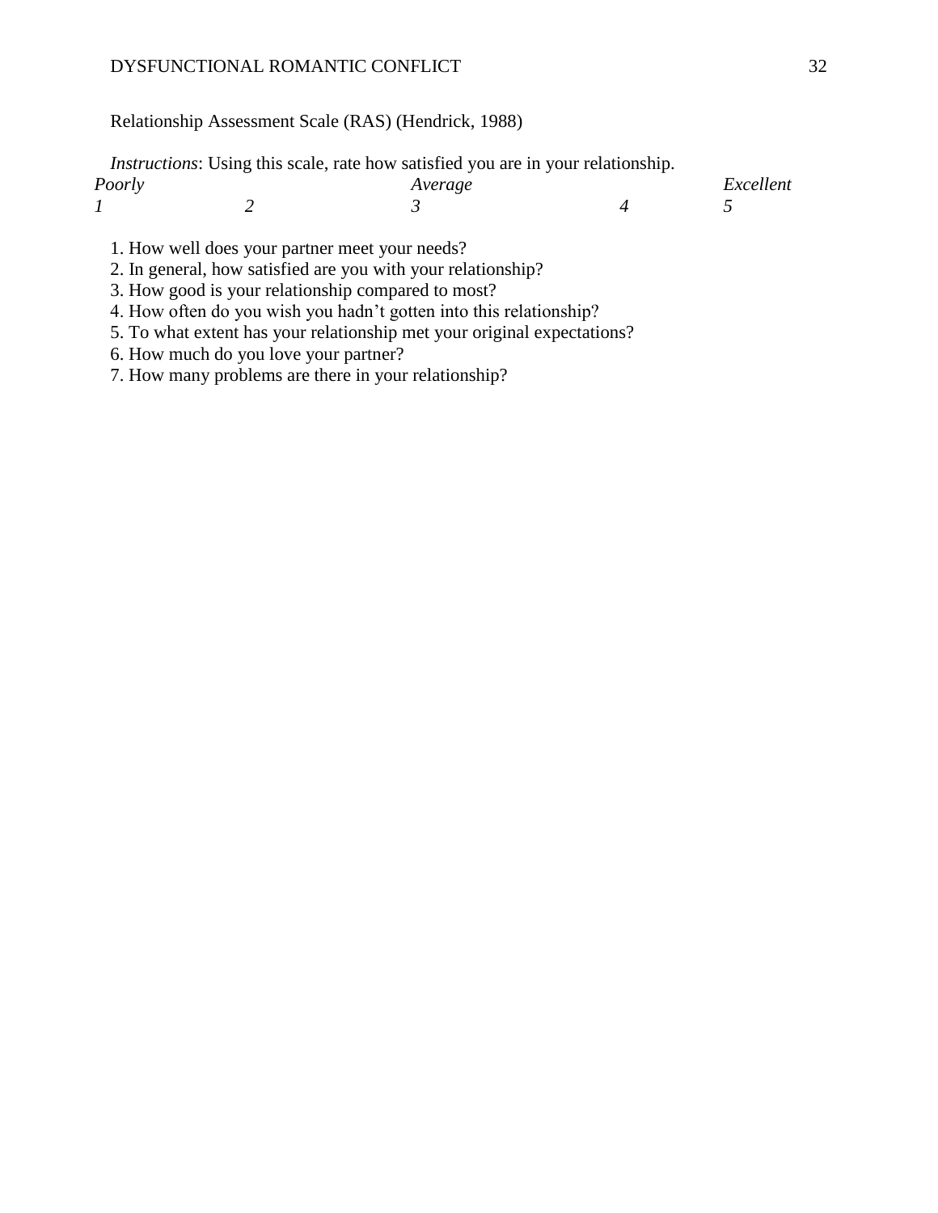Relationship Assessment Scale (RAS) (Hendrick, 1988)

*Instructions*: Using this scale, rate how satisfied you are in your relationship.

| *Poorly* | | *Average* | | *Excellent* |
|---|---|---|---|---|
| *1* | *2* | *3* | *4* | *5* |

1. How well does your partner meet your needs?
2. In general, how satisfied are you with your relationship?
3. How good is your relationship compared to most?
4. How often do you wish you hadn't gotten into this relationship?
5. To what extent has your relationship met your original expectations?
6. How much do you love your partner?
7. How many problems are there in your relationship?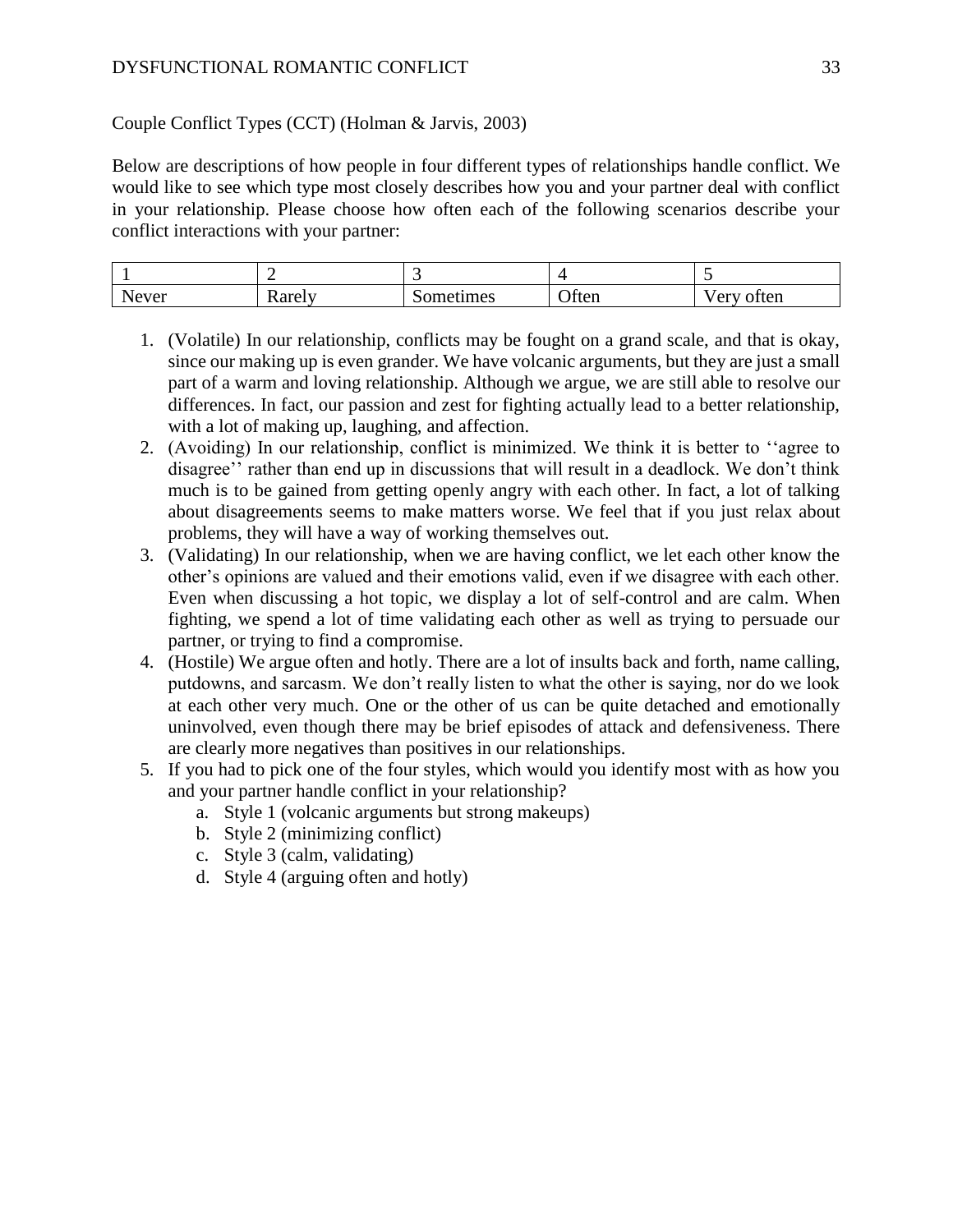Couple Conflict Types (CCT) (Holman & Jarvis, 2003)

Below are descriptions of how people in four different types of relationships handle conflict. We would like to see which type most closely describes how you and your partner deal with conflict in your relationship. Please choose how often each of the following scenarios describe your conflict interactions with your partner:

| 1 | 2 | 3 | 4 | 5 |
|---|---|---|---|---|
| Never | Rarely | Sometimes | Often | Very often |

1. (Volatile) In our relationship, conflicts may be fought on a grand scale, and that is okay, since our making up is even grander. We have volcanic arguments, but they are just a small part of a warm and loving relationship. Although we argue, we are still able to resolve our differences. In fact, our passion and zest for fighting actually lead to a better relationship, with a lot of making up, laughing, and affection.
2. (Avoiding) In our relationship, conflict is minimized. We think it is better to ''agree to disagree'' rather than end up in discussions that will result in a deadlock. We don't think much is to be gained from getting openly angry with each other. In fact, a lot of talking about disagreements seems to make matters worse. We feel that if you just relax about problems, they will have a way of working themselves out.
3. (Validating) In our relationship, when we are having conflict, we let each other know the other's opinions are valued and their emotions valid, even if we disagree with each other. Even when discussing a hot topic, we display a lot of self-control and are calm. When fighting, we spend a lot of time validating each other as well as trying to persuade our partner, or trying to find a compromise.
4. (Hostile) We argue often and hotly. There are a lot of insults back and forth, name calling, putdowns, and sarcasm. We don't really listen to what the other is saying, nor do we look at each other very much. One or the other of us can be quite detached and emotionally uninvolved, even though there may be brief episodes of attack and defensiveness. There are clearly more negatives than positives in our relationships.
5. If you had to pick one of the four styles, which would you identify most with as how you and your partner handle conflict in your relationship?
   a. Style 1 (volcanic arguments but strong makeups)
   b. Style 2 (minimizing conflict)
   c. Style 3 (calm, validating)
   d. Style 4 (arguing often and hotly)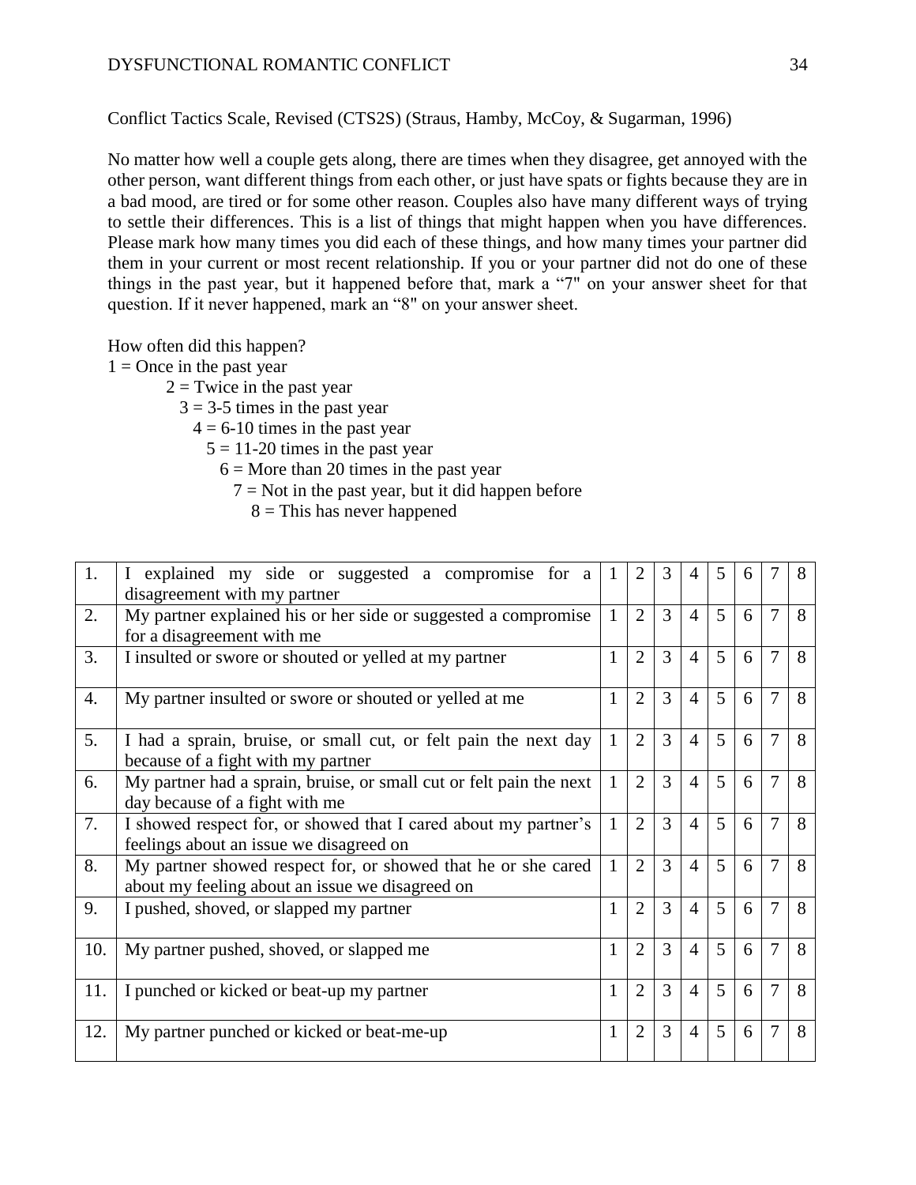Conflict Tactics Scale, Revised (CTS2S) (Straus, Hamby, McCoy, & Sugarman, 1996)

No matter how well a couple gets along, there are times when they disagree, get annoyed with the other person, want different things from each other, or just have spats or fights because they are in a bad mood, are tired or for some other reason. Couples also have many different ways of trying to settle their differences. This is a list of things that might happen when you have differences. Please mark how many times you did each of these things, and how many times your partner did them in your current or most recent relationship. If you or your partner did not do one of these things in the past year, but it happened before that, mark a "7" on your answer sheet for that question. If it never happened, mark an "8" on your answer sheet.

How often did this happen?

1 = Once in the past year
2 = Twice in the past year
3 = 3-5 times in the past year
4 = 6-10 times in the past year
5 = 11-20 times in the past year
6 = More than 20 times in the past year
7 = Not in the past year, but it did happen before
8 = This has never happened

| | | | | | | | | | |
|---|---|---|---|---|---|---|---|---|---|
| 1. | I explained my side or suggested a compromise for a disagreement with my partner | 1 | 2 | 3 | 4 | 5 | 6 | 7 | 8 |
| 2. | My partner explained his or her side or suggested a compromise for a disagreement with me | 1 | 2 | 3 | 4 | 5 | 6 | 7 | 8 |
| 3. | I insulted or swore or shouted or yelled at my partner | 1 | 2 | 3 | 4 | 5 | 6 | 7 | 8 |
| 4. | My partner insulted or swore or shouted or yelled at me | 1 | 2 | 3 | 4 | 5 | 6 | 7 | 8 |
| 5. | I had a sprain, bruise, or small cut, or felt pain the next day because of a fight with my partner | 1 | 2 | 3 | 4 | 5 | 6 | 7 | 8 |
| 6. | My partner had a sprain, bruise, or small cut or felt pain the next day because of a fight with me | 1 | 2 | 3 | 4 | 5 | 6 | 7 | 8 |
| 7. | I showed respect for, or showed that I cared about my partner's feelings about an issue we disagreed on | 1 | 2 | 3 | 4 | 5 | 6 | 7 | 8 |
| 8. | My partner showed respect for, or showed that he or she cared about my feeling about an issue we disagreed on | 1 | 2 | 3 | 4 | 5 | 6 | 7 | 8 |
| 9. | I pushed, shoved, or slapped my partner | 1 | 2 | 3 | 4 | 5 | 6 | 7 | 8 |
| 10. | My partner pushed, shoved, or slapped me | 1 | 2 | 3 | 4 | 5 | 6 | 7 | 8 |
| 11. | I punched or kicked or beat-up my partner | 1 | 2 | 3 | 4 | 5 | 6 | 7 | 8 |
| 12. | My partner punched or kicked or beat-me-up | 1 | 2 | 3 | 4 | 5 | 6 | 7 | 8 |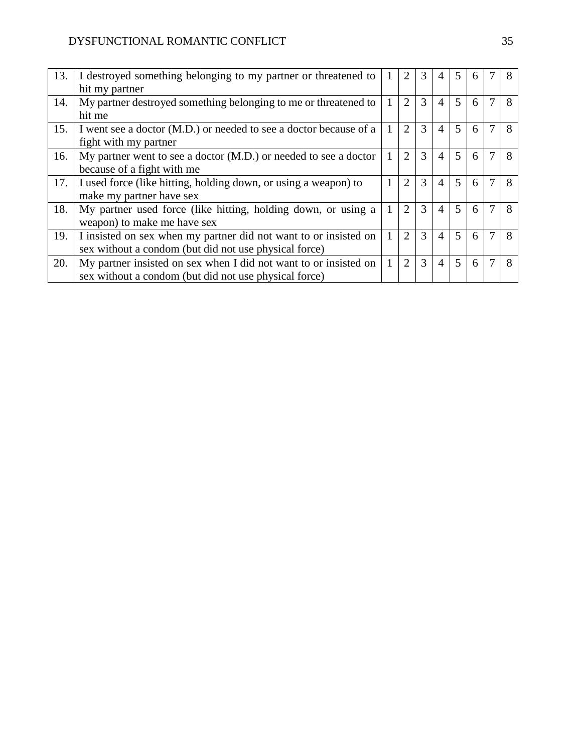| | | | | | | | | | |
|---|---|---|---|---|---|---|---|---|---|
| 13. | I destroyed something belonging to my partner or threatened to hit my partner | 1 | 2 | 3 | 4 | 5 | 6 | 7 | 8 |
| 14. | My partner destroyed something belonging to me or threatened to hit me | 1 | 2 | 3 | 4 | 5 | 6 | 7 | 8 |
| 15. | I went see a doctor (M.D.) or needed to see a doctor because of a fight with my partner | 1 | 2 | 3 | 4 | 5 | 6 | 7 | 8 |
| 16. | My partner went to see a doctor (M.D.) or needed to see a doctor because of a fight with me | 1 | 2 | 3 | 4 | 5 | 6 | 7 | 8 |
| 17. | I used force (like hitting, holding down, or using a weapon) to make my partner have sex | 1 | 2 | 3 | 4 | 5 | 6 | 7 | 8 |
| 18. | My partner used force (like hitting, holding down, or using a weapon) to make me have sex | 1 | 2 | 3 | 4 | 5 | 6 | 7 | 8 |
| 19. | I insisted on sex when my partner did not want to or insisted on sex without a condom (but did not use physical force) | 1 | 2 | 3 | 4 | 5 | 6 | 7 | 8 |
| 20. | My partner insisted on sex when I did not want to or insisted on sex without a condom (but did not use physical force) | 1 | 2 | 3 | 4 | 5 | 6 | 7 | 8 |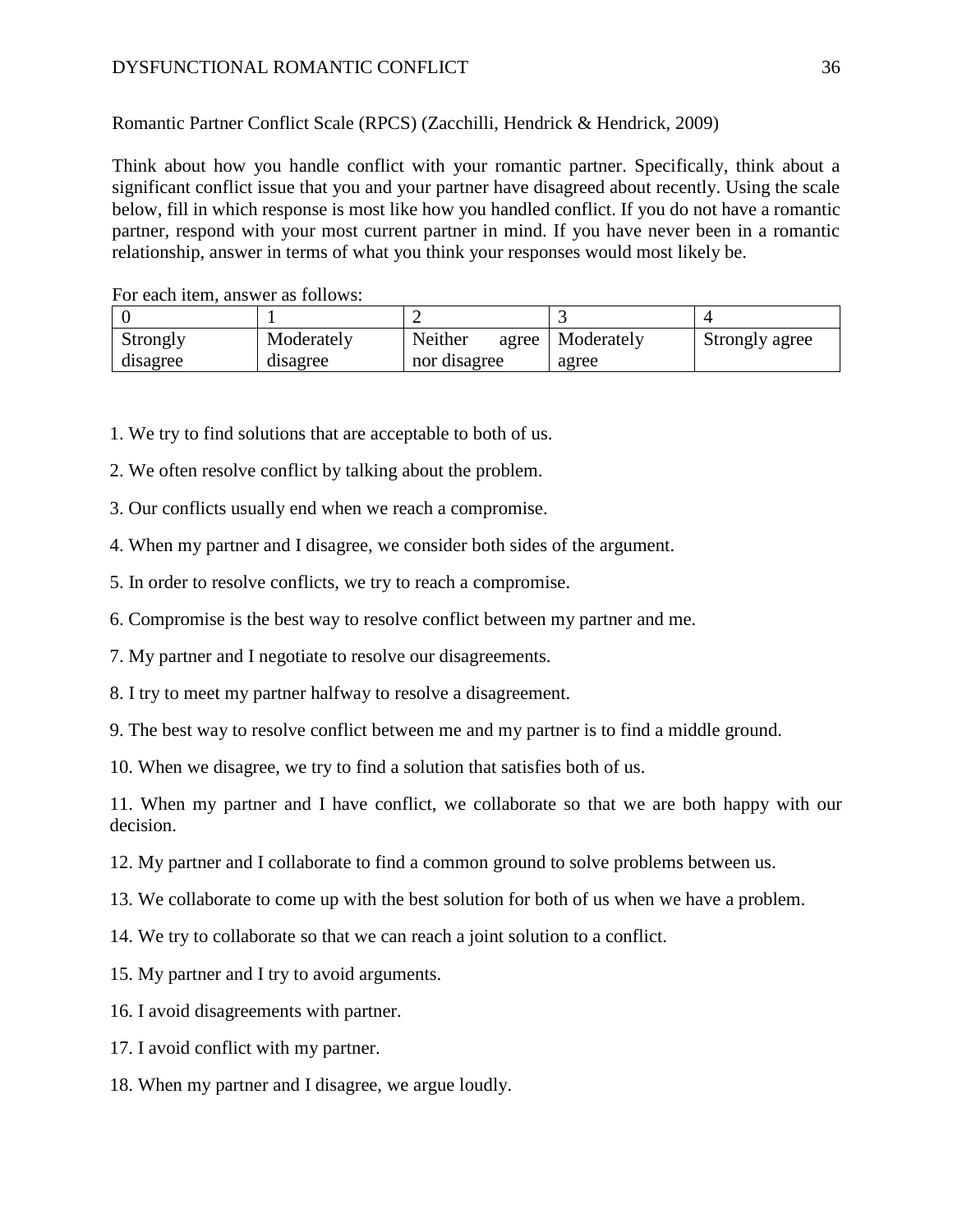Romantic Partner Conflict Scale (RPCS) (Zacchilli, Hendrick & Hendrick, 2009)

Think about how you handle conflict with your romantic partner. Specifically, think about a significant conflict issue that you and your partner have disagreed about recently. Using the scale below, fill in which response is most like how you handled conflict. If you do not have a romantic partner, respond with your most current partner in mind. If you have never been in a romantic relationship, answer in terms of what you think your responses would most likely be.

For each item, answer as follows:

| 0 | 1 | 2 | 3 | 4 |
|---|---|---|---|---|
| Strongly disagree | Moderately disagree | Neither agree nor disagree | Moderately agree | Strongly agree |

1. We try to find solutions that are acceptable to both of us.

2. We often resolve conflict by talking about the problem.

3. Our conflicts usually end when we reach a compromise.

4. When my partner and I disagree, we consider both sides of the argument.

5. In order to resolve conflicts, we try to reach a compromise.

6. Compromise is the best way to resolve conflict between my partner and me.

7. My partner and I negotiate to resolve our disagreements.

8. I try to meet my partner halfway to resolve a disagreement.

9. The best way to resolve conflict between me and my partner is to find a middle ground.

10. When we disagree, we try to find a solution that satisfies both of us.

11. When my partner and I have conflict, we collaborate so that we are both happy with our decision.

12. My partner and I collaborate to find a common ground to solve problems between us.

13. We collaborate to come up with the best solution for both of us when we have a problem.

14. We try to collaborate so that we can reach a joint solution to a conflict.

15. My partner and I try to avoid arguments.

16. I avoid disagreements with partner.

17. I avoid conflict with my partner.

18. When my partner and I disagree, we argue loudly.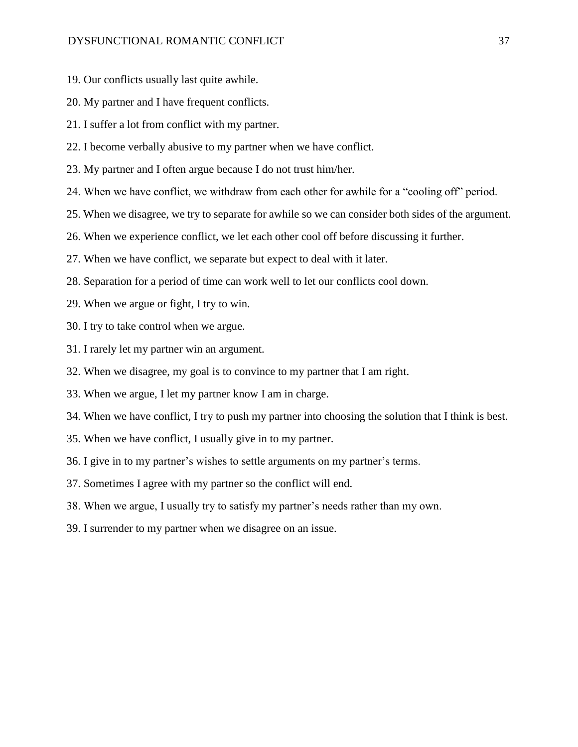19. Our conflicts usually last quite awhile.
20. My partner and I have frequent conflicts.
21. I suffer a lot from conflict with my partner.
22. I become verbally abusive to my partner when we have conflict.
23. My partner and I often argue because I do not trust him/her.
24. When we have conflict, we withdraw from each other for awhile for a “cooling off” period.
25. When we disagree, we try to separate for awhile so we can consider both sides of the argument.
26. When we experience conflict, we let each other cool off before discussing it further.
27. When we have conflict, we separate but expect to deal with it later.
28. Separation for a period of time can work well to let our conflicts cool down.
29. When we argue or fight, I try to win.
30. I try to take control when we argue.
31. I rarely let my partner win an argument.
32. When we disagree, my goal is to convince to my partner that I am right.
33. When we argue, I let my partner know I am in charge.
34. When we have conflict, I try to push my partner into choosing the solution that I think is best.
35. When we have conflict, I usually give in to my partner.
36. I give in to my partner’s wishes to settle arguments on my partner’s terms.
37. Sometimes I agree with my partner so the conflict will end.
38. When we argue, I usually try to satisfy my partner’s needs rather than my own.
39. I surrender to my partner when we disagree on an issue.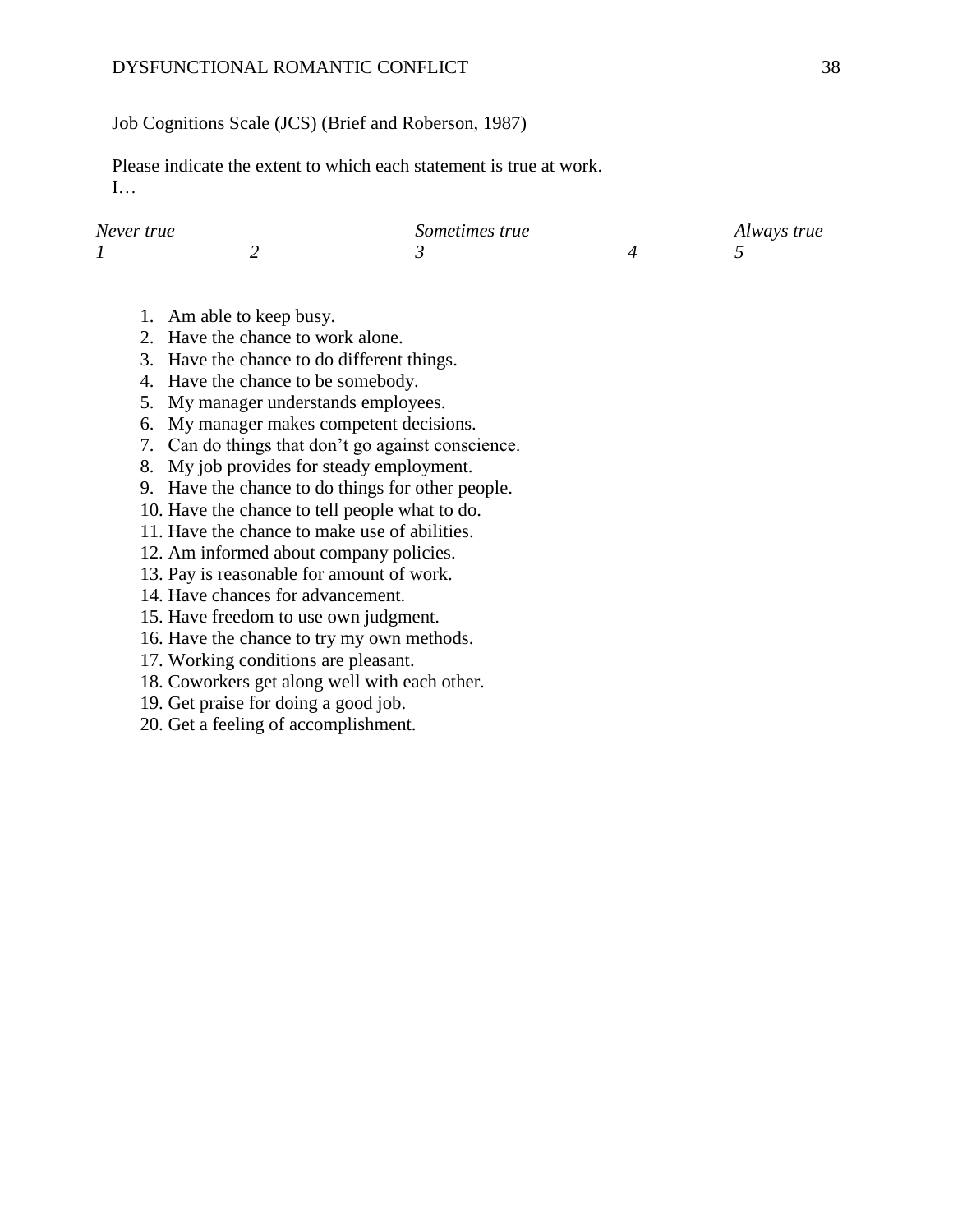Job Cognitions Scale (JCS) (Brief and Roberson, 1987)

Please indicate the extent to which each statement is true at work.
I…

| *Never true* | | *Sometimes true* | | *Always true* |
|---|---|---|---|---|
| *1* | *2* | *3* | *4* | *5* |

1. Am able to keep busy.
2. Have the chance to work alone.
3. Have the chance to do different things.
4. Have the chance to be somebody.
5. My manager understands employees.
6. My manager makes competent decisions.
7. Can do things that don't go against conscience.
8. My job provides for steady employment.
9. Have the chance to do things for other people.
10. Have the chance to tell people what to do.
11. Have the chance to make use of abilities.
12. Am informed about company policies.
13. Pay is reasonable for amount of work.
14. Have chances for advancement.
15. Have freedom to use own judgment.
16. Have the chance to try my own methods.
17. Working conditions are pleasant.
18. Coworkers get along well with each other.
19. Get praise for doing a good job.
20. Get a feeling of accomplishment.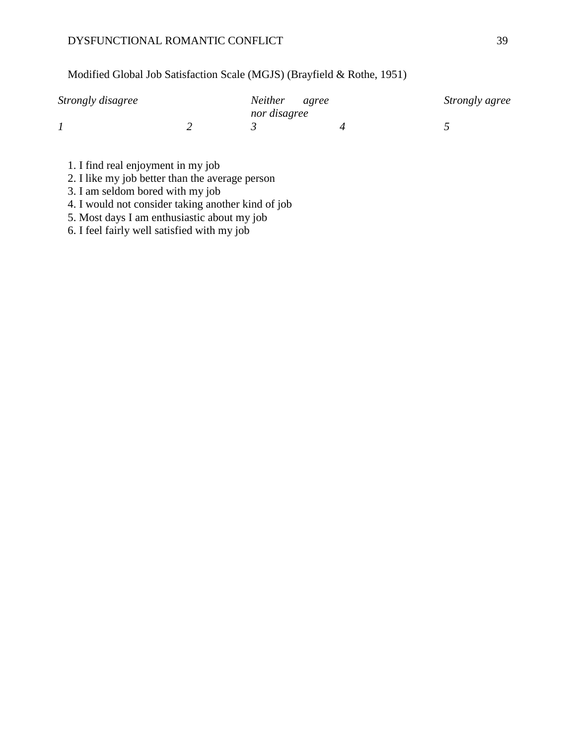Modified Global Job Satisfaction Scale (MGJS) (Brayfield & Rothe, 1951)

| *Strongly disagree* | | *Neither agree nor disagree* | | *Strongly agree* |
|---|---|---|---|---|
| *1* | *2* | *3* | *4* | *5* |

1. I find real enjoyment in my job
2. I like my job better than the average person
3. I am seldom bored with my job
4. I would not consider taking another kind of job
5. Most days I am enthusiastic about my job
6. I feel fairly well satisfied with my job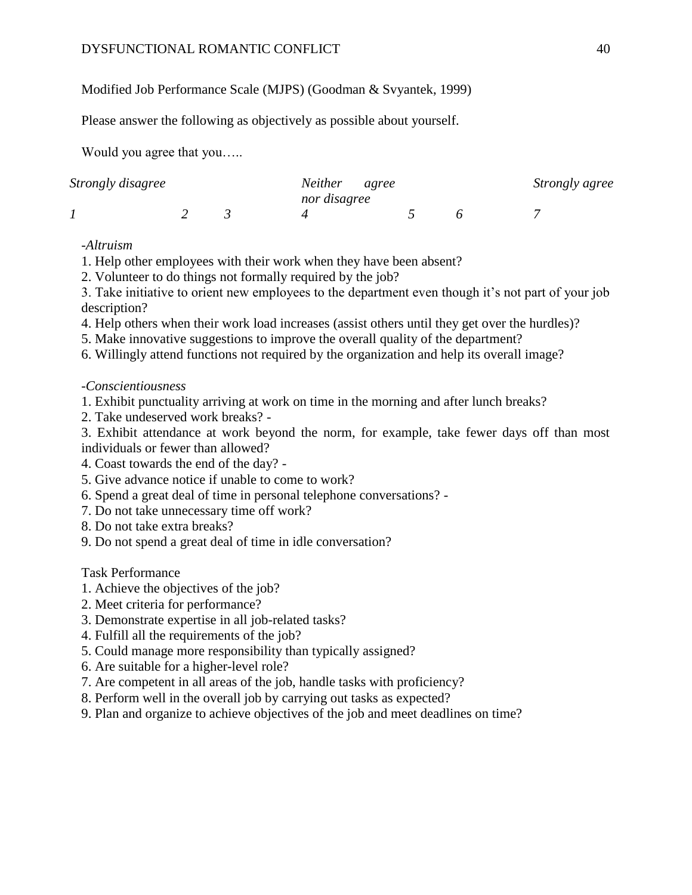Modified Job Performance Scale (MJPS) (Goodman & Svyantek, 1999)

Please answer the following as objectively as possible about yourself.

Would you agree that you…..

| *Strongly disagree* | | | *Neither agree nor disagree* | | | *Strongly agree* |
|---|---|---|---|---|---|---|
| *1* | *2* | *3* | *4* | *5* | *6* | *7* |

*-Altruism*

1. Help other employees with their work when they have been absent?
2. Volunteer to do things not formally required by the job?
3. Take initiative to orient new employees to the department even though it's not part of your job description?
4. Help others when their work load increases (assist others until they get over the hurdles)?
5. Make innovative suggestions to improve the overall quality of the department?
6. Willingly attend functions not required by the organization and help its overall image?

*-Conscientiousness*

1. Exhibit punctuality arriving at work on time in the morning and after lunch breaks?
2. Take undeserved work breaks? -
3. Exhibit attendance at work beyond the norm, for example, take fewer days off than most individuals or fewer than allowed?
4. Coast towards the end of the day? -
5. Give advance notice if unable to come to work?
6. Spend a great deal of time in personal telephone conversations? -
7. Do not take unnecessary time off work?
8. Do not take extra breaks?
9. Do not spend a great deal of time in idle conversation?

Task Performance

1. Achieve the objectives of the job?
2. Meet criteria for performance?
3. Demonstrate expertise in all job-related tasks?
4. Fulfill all the requirements of the job?
5. Could manage more responsibility than typically assigned?
6. Are suitable for a higher-level role?
7. Are competent in all areas of the job, handle tasks with proficiency?
8. Perform well in the overall job by carrying out tasks as expected?
9. Plan and organize to achieve objectives of the job and meet deadlines on time?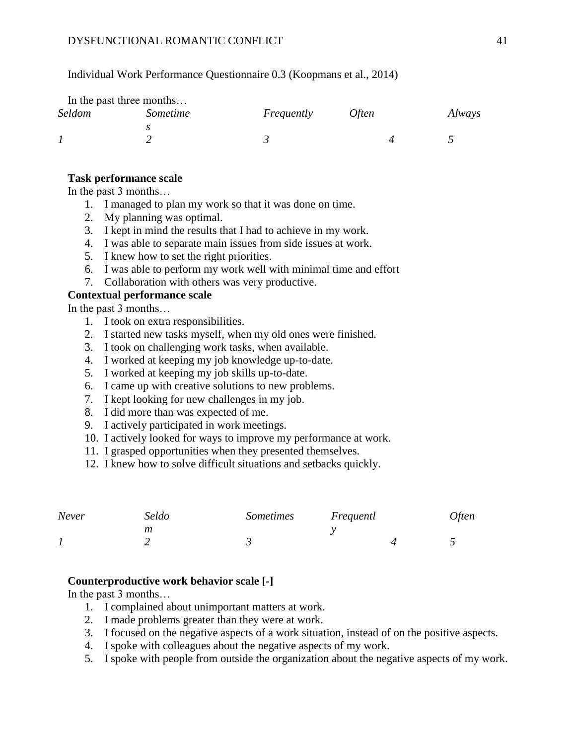Individual Work Performance Questionnaire 0.3 (Koopmans et al., 2014)

In the past three months…

| *Seldom* | *Sometimes* | *Frequently* | *Often* | *Always* |
|---|---|---|---|---|
| *1* | *2* | *3* | *4* | *5* |

**Task performance scale**

In the past 3 months…

1. I managed to plan my work so that it was done on time.
2. My planning was optimal.
3. I kept in mind the results that I had to achieve in my work.
4. I was able to separate main issues from side issues at work.
5. I knew how to set the right priorities.
6. I was able to perform my work well with minimal time and effort
7. Collaboration with others was very productive.

**Contextual performance scale**

In the past 3 months…

1. I took on extra responsibilities.
2. I started new tasks myself, when my old ones were finished.
3. I took on challenging work tasks, when available.
4. I worked at keeping my job knowledge up-to-date.
5. I worked at keeping my job skills up-to-date.
6. I came up with creative solutions to new problems.
7. I kept looking for new challenges in my job.
8. I did more than was expected of me.
9. I actively participated in work meetings.
10. I actively looked for ways to improve my performance at work.
11. I grasped opportunities when they presented themselves.
12. I knew how to solve difficult situations and setbacks quickly.

| *Never* | *Seldom* | *Sometimes* | *Frequently* | *Often* |
|---|---|---|---|---|
| *1* | *2* | *3* | *4* | *5* |

**Counterproductive work behavior scale [-]**

In the past 3 months…

1. I complained about unimportant matters at work.
2. I made problems greater than they were at work.
3. I focused on the negative aspects of a work situation, instead of on the positive aspects.
4. I spoke with colleagues about the negative aspects of my work.
5. I spoke with people from outside the organization about the negative aspects of my work.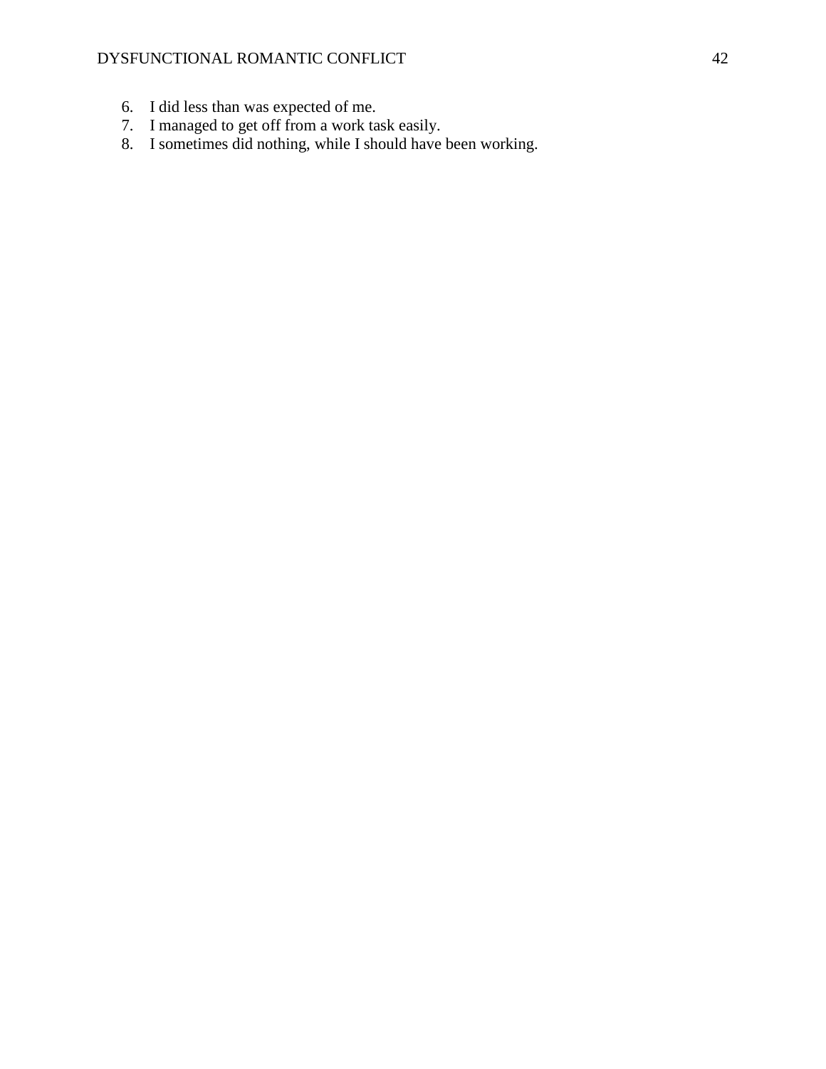6. I did less than was expected of me.
7. I managed to get off from a work task easily.
8. I sometimes did nothing, while I should have been working.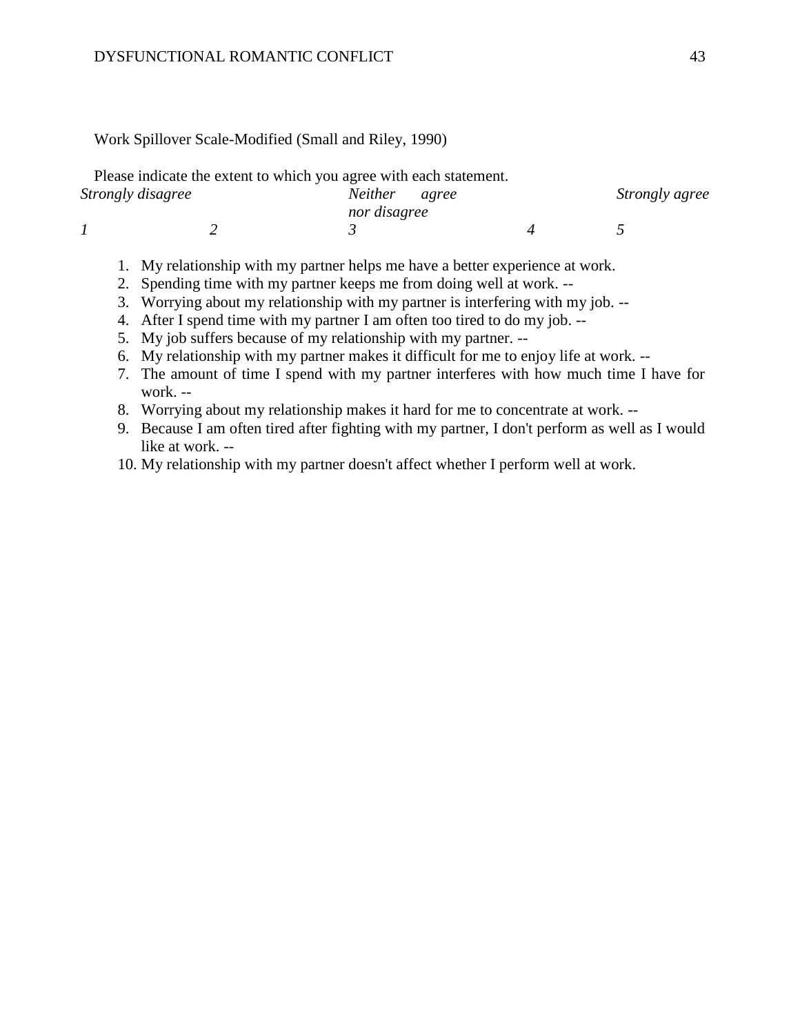Work Spillover Scale-Modified (Small and Riley, 1990)

Please indicate the extent to which you agree with each statement.

| *Strongly disagree* | | *Neither agree nor disagree* | | *Strongly agree* |
|---|---|---|---|---|
| *1* | *2* | *3* | *4* | *5* |

1. My relationship with my partner helps me have a better experience at work.
2. Spending time with my partner keeps me from doing well at work. --
3. Worrying about my relationship with my partner is interfering with my job. --
4. After I spend time with my partner I am often too tired to do my job. --
5. My job suffers because of my relationship with my partner. --
6. My relationship with my partner makes it difficult for me to enjoy life at work. --
7. The amount of time I spend with my partner interferes with how much time I have for work. --
8. Worrying about my relationship makes it hard for me to concentrate at work. --
9. Because I am often tired after fighting with my partner, I don't perform as well as I would like at work. --
10. My relationship with my partner doesn't affect whether I perform well at work.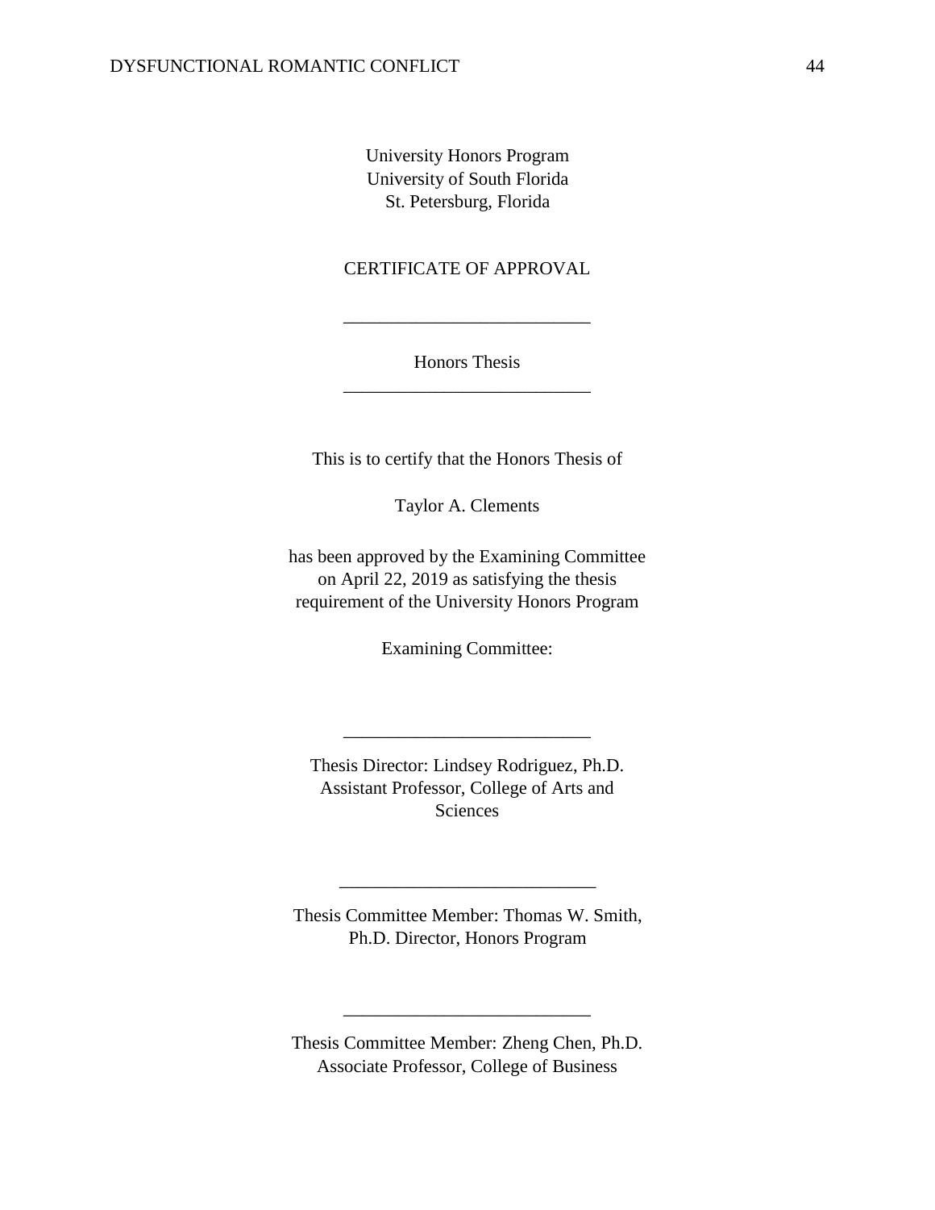University Honors Program
University of South Florida
St. Petersburg, Florida

CERTIFICATE OF APPROVAL

___________________________

Honors Thesis

___________________________

This is to certify that the Honors Thesis of

Taylor A. Clements

has been approved by the Examining Committee
on April 22, 2019 as satisfying the thesis
requirement of the University Honors Program

Examining Committee:

___________________________

Thesis Director: Lindsey Rodriguez, Ph.D.
Assistant Professor, College of Arts and
Sciences

___________________________

Thesis Committee Member: Thomas W. Smith,
Ph.D. Director, Honors Program

___________________________

Thesis Committee Member: Zheng Chen, Ph.D.
Associate Professor, College of Business